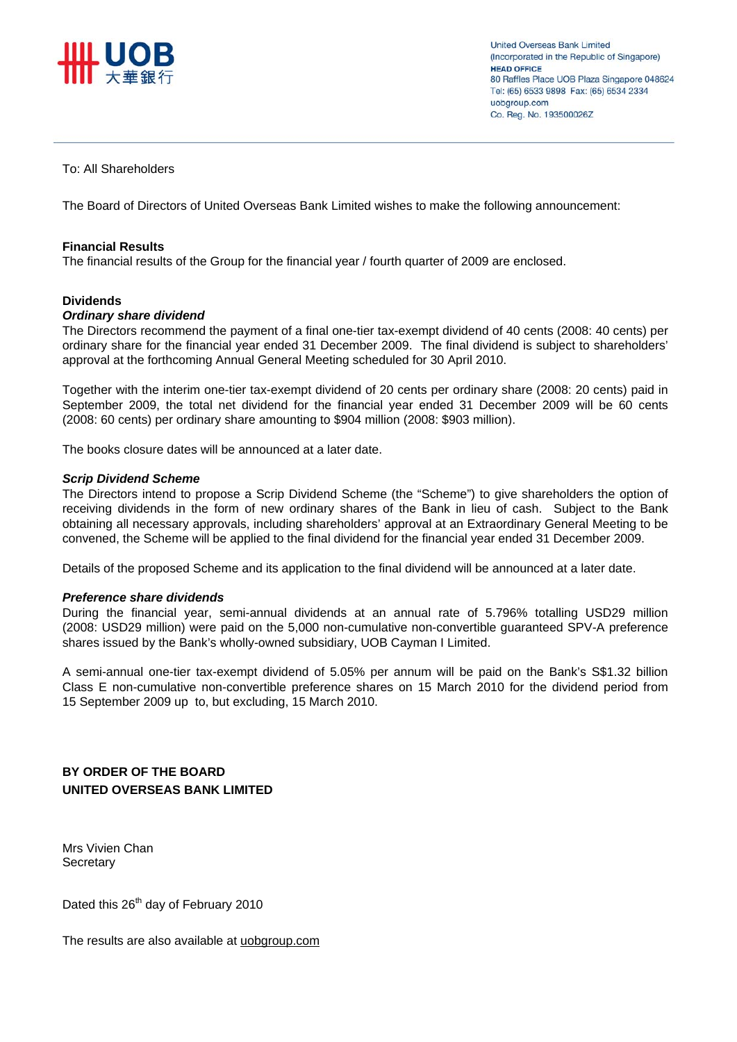United Overseas Bank Limited
(Incorporated in the Republic of Singapore)
**HEAD OFFICE**
80 Raffles Place UOB Plaza Singapore 048624
Tel: (65) 6533 9898 Fax: (65) 6534 2334
uobgroup.com
Co. Reg. No. 193500026Z

To: All Shareholders

The Board of Directors of United Overseas Bank Limited wishes to make the following announcement:

**Financial Results**
The financial results of the Group for the financial year / fourth quarter of 2009 are enclosed.

**Dividends**
***Ordinary share dividend***
The Directors recommend the payment of a final one-tier tax-exempt dividend of 40 cents (2008: 40 cents) per ordinary share for the financial year ended 31 December 2009. The final dividend is subject to shareholders' approval at the forthcoming Annual General Meeting scheduled for 30 April 2010.

Together with the interim one-tier tax-exempt dividend of 20 cents per ordinary share (2008: 20 cents) paid in September 2009, the total net dividend for the financial year ended 31 December 2009 will be 60 cents (2008: 60 cents) per ordinary share amounting to $904 million (2008: $903 million).

The books closure dates will be announced at a later date.

***Scrip Dividend Scheme***
The Directors intend to propose a Scrip Dividend Scheme (the "Scheme") to give shareholders the option of receiving dividends in the form of new ordinary shares of the Bank in lieu of cash. Subject to the Bank obtaining all necessary approvals, including shareholders' approval at an Extraordinary General Meeting to be convened, the Scheme will be applied to the final dividend for the financial year ended 31 December 2009.

Details of the proposed Scheme and its application to the final dividend will be announced at a later date.

***Preference share dividends***
During the financial year, semi-annual dividends at an annual rate of 5.796% totalling USD29 million (2008: USD29 million) were paid on the 5,000 non-cumulative non-convertible guaranteed SPV-A preference shares issued by the Bank's wholly-owned subsidiary, UOB Cayman I Limited.

A semi-annual one-tier tax-exempt dividend of 5.05% per annum will be paid on the Bank's S$1.32 billion Class E non-cumulative non-convertible preference shares on 15 March 2010 for the dividend period from 15 September 2009 up to, but excluding, 15 March 2010.

**BY ORDER OF THE BOARD**
**UNITED OVERSEAS BANK LIMITED**

Mrs Vivien Chan
Secretary

Dated this 26th day of February 2010

The results are also available at uobgroup.com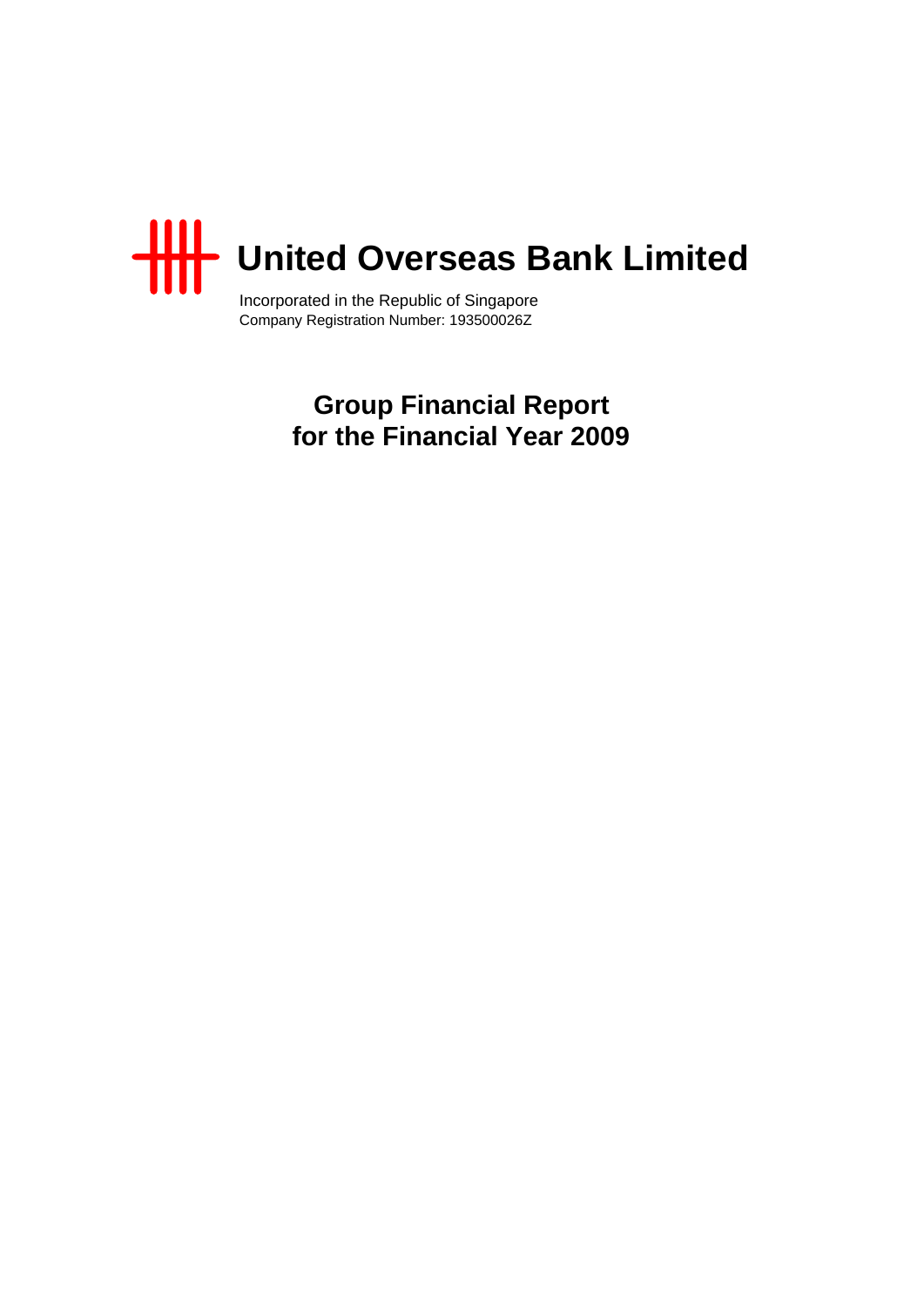# United Overseas Bank Limited

Incorporated in the Republic of Singapore
Company Registration Number: 193500026Z

## Group Financial Report for the Financial Year 2009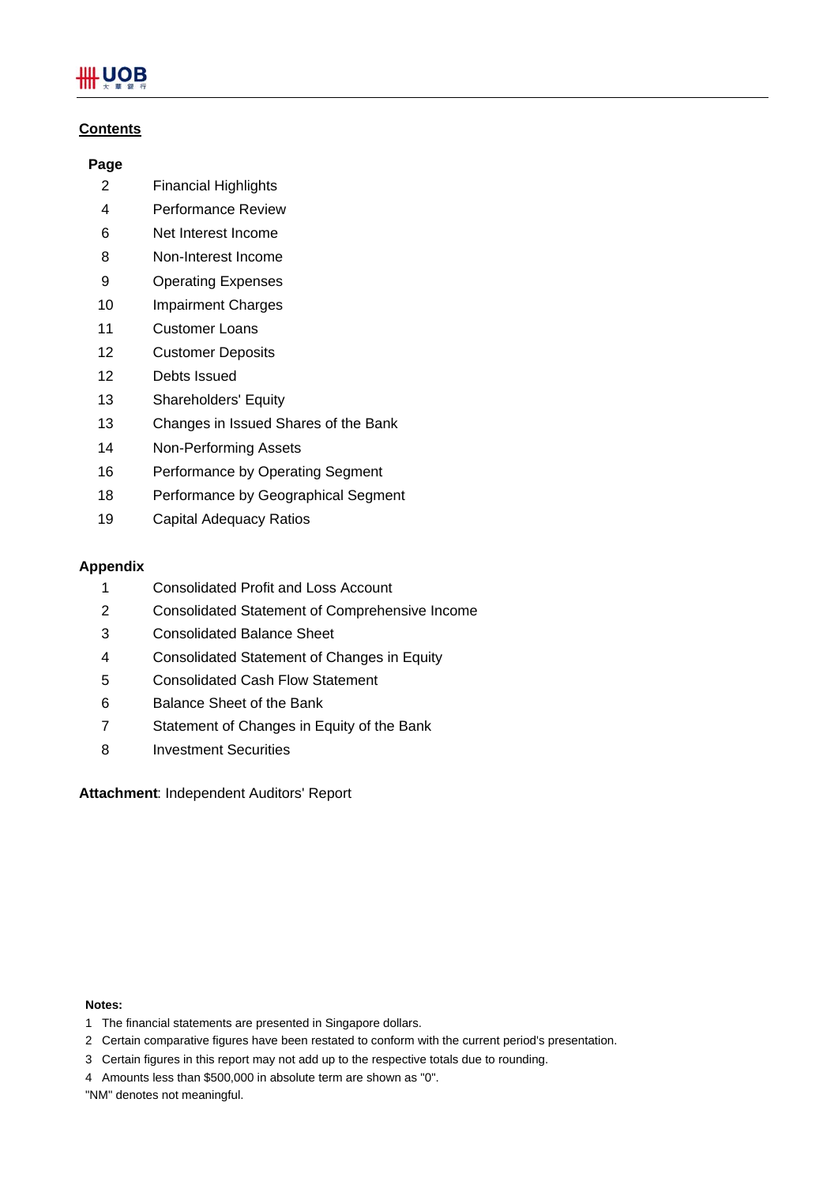## Contents

| Page | |
|---|---|
| 2 | Financial Highlights |
| 4 | Performance Review |
| 6 | Net Interest Income |
| 8 | Non-Interest Income |
| 9 | Operating Expenses |
| 10 | Impairment Charges |
| 11 | Customer Loans |
| 12 | Customer Deposits |
| 12 | Debts Issued |
| 13 | Shareholders' Equity |
| 13 | Changes in Issued Shares of the Bank |
| 14 | Non-Performing Assets |
| 16 | Performance by Operating Segment |
| 18 | Performance by Geographical Segment |
| 19 | Capital Adequacy Ratios |

**Appendix**

| | |
|---|---|
| 1 | Consolidated Profit and Loss Account |
| 2 | Consolidated Statement of Comprehensive Income |
| 3 | Consolidated Balance Sheet |
| 4 | Consolidated Statement of Changes in Equity |
| 5 | Consolidated Cash Flow Statement |
| 6 | Balance Sheet of the Bank |
| 7 | Statement of Changes in Equity of the Bank |
| 8 | Investment Securities |

**Attachment**: Independent Auditors' Report

**Notes:**

1 The financial statements are presented in Singapore dollars.

2 Certain comparative figures have been restated to conform with the current period's presentation.

3 Certain figures in this report may not add up to the respective totals due to rounding.

4 Amounts less than $500,000 in absolute term are shown as "0".

"NM" denotes not meaningful.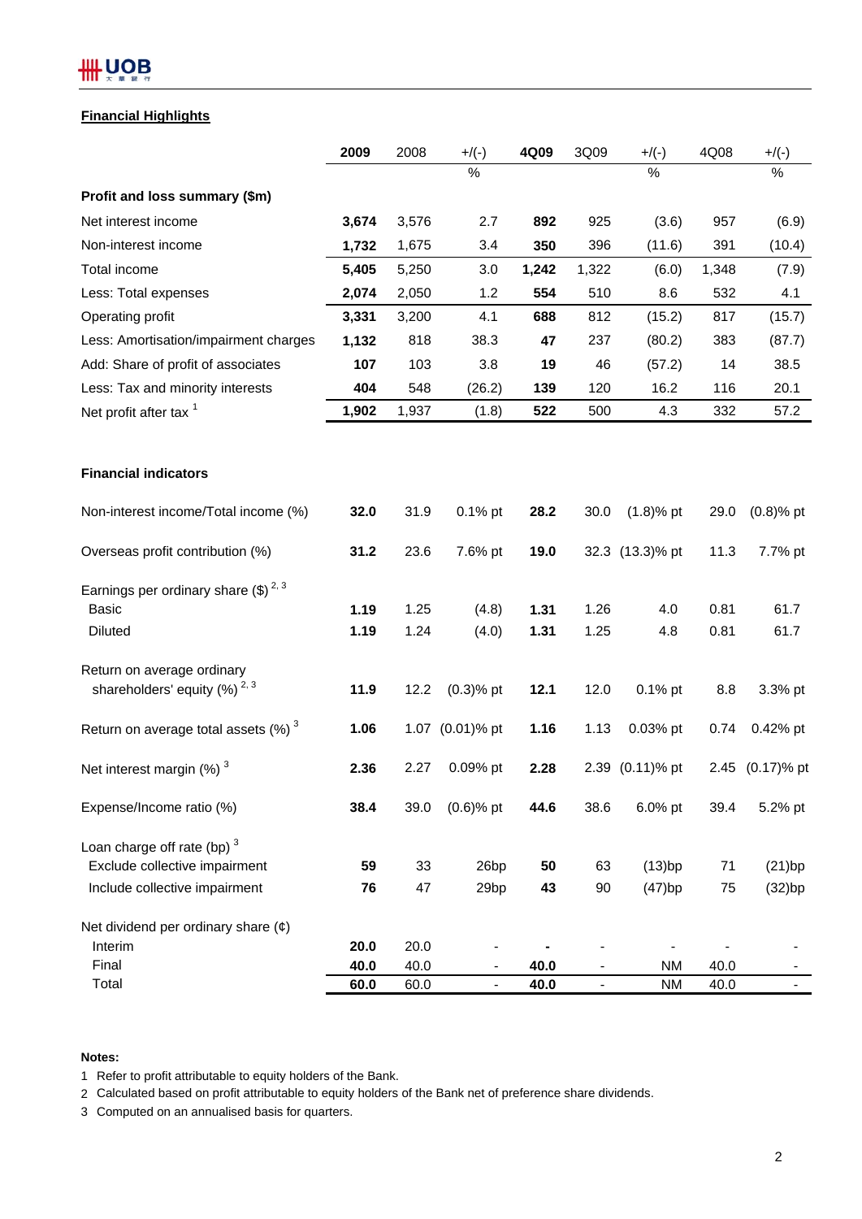## Financial Highlights

| | 2009 | 2008 | +/(-) | 4Q09 | 3Q09 | +/(-) | 4Q08 | +/(-) |
|---|---|---|---|---|---|---|---|---|
| | | | % | | | % | | % |
| **Profit and loss summary ($m)** | | | | | | | | |
| Net interest income | **3,674** | 3,576 | 2.7 | **892** | 925 | (3.6) | 957 | (6.9) |
| Non-interest income | **1,732** | 1,675 | 3.4 | **350** | 396 | (11.6) | 391 | (10.4) |
| Total income | **5,405** | 5,250 | 3.0 | **1,242** | 1,322 | (6.0) | 1,348 | (7.9) |
| Less: Total expenses | **2,074** | 2,050 | 1.2 | **554** | 510 | 8.6 | 532 | 4.1 |
| Operating profit | **3,331** | 3,200 | 4.1 | **688** | 812 | (15.2) | 817 | (15.7) |
| Less: Amortisation/impairment charges | **1,132** | 818 | 38.3 | **47** | 237 | (80.2) | 383 | (87.7) |
| Add: Share of profit of associates | **107** | 103 | 3.8 | **19** | 46 | (57.2) | 14 | 38.5 |
| Less: Tax and minority interests | **404** | 548 | (26.2) | **139** | 120 | 16.2 | 116 | 20.1 |
| Net profit after tax [1] | **1,902** | 1,937 | (1.8) | **522** | 500 | 4.3 | 332 | 57.2 |
| | | | | | | | | |
| **Financial indicators** | | | | | | | | |
| Non-interest income/Total income (%) | **32.0** | 31.9 | 0.1% pt | **28.2** | 30.0 | (1.8)% pt | 29.0 | (0.8)% pt |
| Overseas profit contribution (%) | **31.2** | 23.6 | 7.6% pt | **19.0** | 32.3 | (13.3)% pt | 11.3 | 7.7% pt |
| Earnings per ordinary share ($) [2, 3] | | | | | | | | |
| Basic | **1.19** | 1.25 | (4.8) | **1.31** | 1.26 | 4.0 | 0.81 | 61.7 |
| Diluted | **1.19** | 1.24 | (4.0) | **1.31** | 1.25 | 4.8 | 0.81 | 61.7 |
| Return on average ordinary shareholders' equity (%) [2, 3] | **11.9** | 12.2 | (0.3)% pt | **12.1** | 12.0 | 0.1% pt | 8.8 | 3.3% pt |
| Return on average total assets (%) [3] | **1.06** | 1.07 | (0.01)% pt | **1.16** | 1.13 | 0.03% pt | 0.74 | 0.42% pt |
| Net interest margin (%) [3] | **2.36** | 2.27 | 0.09% pt | **2.28** | 2.39 | (0.11)% pt | 2.45 | (0.17)% pt |
| Expense/Income ratio (%) | **38.4** | 39.0 | (0.6)% pt | **44.6** | 38.6 | 6.0% pt | 39.4 | 5.2% pt |
| Loan charge off rate (bp) [3] | | | | | | | | |
| Exclude collective impairment | **59** | 33 | 26bp | **50** | 63 | (13)bp | 71 | (21)bp |
| Include collective impairment | **76** | 47 | 29bp | **43** | 90 | (47)bp | 75 | (32)bp |
| Net dividend per ordinary share (¢) | | | | | | | | |
| Interim | **20.0** | 20.0 | - | **-** | - | - | - | - |
| Final | **40.0** | 40.0 | - | **40.0** | - | NM | 40.0 | - |
| Total | **60.0** | 60.0 | - | **40.0** | - | NM | 40.0 | - |

**Notes:**

1 Refer to profit attributable to equity holders of the Bank.

2 Calculated based on profit attributable to equity holders of the Bank net of preference share dividends.

3 Computed on an annualised basis for quarters.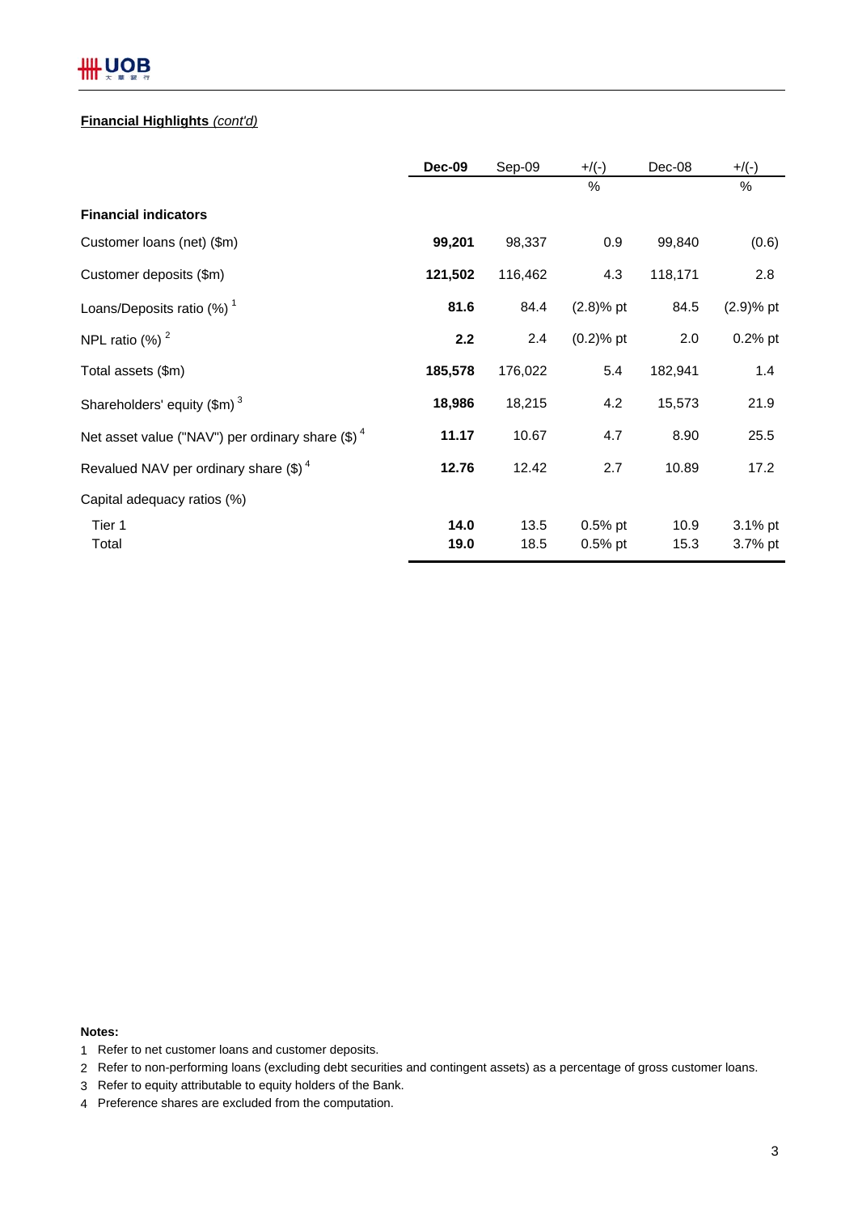**Financial Highlights** *(cont'd)*

| | **Dec-09** | Sep-09 | +/(-) % | Dec-08 | +/(-) % |
|---|---|---|---|---|---|
| **Financial indicators** | | | | | |
| Customer loans (net) ($m) | **99,201** | 98,337 | 0.9 | 99,840 | (0.6) |
| Customer deposits ($m) | **121,502** | 116,462 | 4.3 | 118,171 | 2.8 |
| Loans/Deposits ratio (%) [1] | **81.6** | 84.4 | (2.8)% pt | 84.5 | (2.9)% pt |
| NPL ratio (%) [2] | **2.2** | 2.4 | (0.2)% pt | 2.0 | 0.2% pt |
| Total assets ($m) | **185,578** | 176,022 | 5.4 | 182,941 | 1.4 |
| Shareholders' equity ($m) [3] | **18,986** | 18,215 | 4.2 | 15,573 | 21.9 |
| Net asset value ("NAV") per ordinary share ($) [4] | **11.17** | 10.67 | 4.7 | 8.90 | 25.5 |
| Revalued NAV per ordinary share ($) [4] | **12.76** | 12.42 | 2.7 | 10.89 | 17.2 |
| Capital adequacy ratios (%) | | | | | |
| Tier 1 | **14.0** | 13.5 | 0.5% pt | 10.9 | 3.1% pt |
| Total | **19.0** | 18.5 | 0.5% pt | 15.3 | 3.7% pt |

**Notes:**

1. Refer to net customer loans and customer deposits.
2. Refer to non-performing loans (excluding debt securities and contingent assets) as a percentage of gross customer loans.
3. Refer to equity attributable to equity holders of the Bank.
4. Preference shares are excluded from the computation.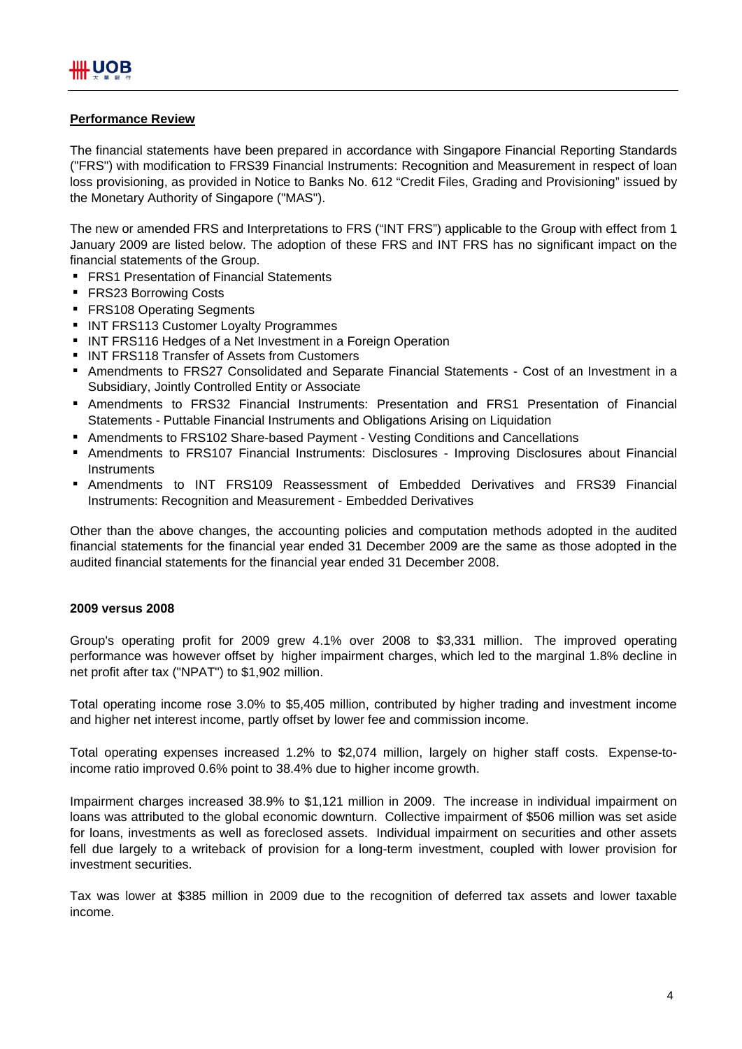## Performance Review

The financial statements have been prepared in accordance with Singapore Financial Reporting Standards ("FRS") with modification to FRS39 Financial Instruments: Recognition and Measurement in respect of loan loss provisioning, as provided in Notice to Banks No. 612 "Credit Files, Grading and Provisioning" issued by the Monetary Authority of Singapore ("MAS").

The new or amended FRS and Interpretations to FRS ("INT FRS") applicable to the Group with effect from 1 January 2009 are listed below. The adoption of these FRS and INT FRS has no significant impact on the financial statements of the Group.

- FRS1 Presentation of Financial Statements
- FRS23 Borrowing Costs
- FRS108 Operating Segments
- INT FRS113 Customer Loyalty Programmes
- INT FRS116 Hedges of a Net Investment in a Foreign Operation
- INT FRS118 Transfer of Assets from Customers
- Amendments to FRS27 Consolidated and Separate Financial Statements - Cost of an Investment in a Subsidiary, Jointly Controlled Entity or Associate
- Amendments to FRS32 Financial Instruments: Presentation and FRS1 Presentation of Financial Statements - Puttable Financial Instruments and Obligations Arising on Liquidation
- Amendments to FRS102 Share-based Payment - Vesting Conditions and Cancellations
- Amendments to FRS107 Financial Instruments: Disclosures - Improving Disclosures about Financial Instruments
- Amendments to INT FRS109 Reassessment of Embedded Derivatives and FRS39 Financial Instruments: Recognition and Measurement - Embedded Derivatives

Other than the above changes, the accounting policies and computation methods adopted in the audited financial statements for the financial year ended 31 December 2009 are the same as those adopted in the audited financial statements for the financial year ended 31 December 2008.

### 2009 versus 2008

Group's operating profit for 2009 grew 4.1% over 2008 to $3,331 million. The improved operating performance was however offset by higher impairment charges, which led to the marginal 1.8% decline in net profit after tax ("NPAT") to $1,902 million.

Total operating income rose 3.0% to $5,405 million, contributed by higher trading and investment income and higher net interest income, partly offset by lower fee and commission income.

Total operating expenses increased 1.2% to $2,074 million, largely on higher staff costs. Expense-to-income ratio improved 0.6% point to 38.4% due to higher income growth.

Impairment charges increased 38.9% to $1,121 million in 2009. The increase in individual impairment on loans was attributed to the global economic downturn. Collective impairment of $506 million was set aside for loans, investments as well as foreclosed assets. Individual impairment on securities and other assets fell due largely to a writeback of provision for a long-term investment, coupled with lower provision for investment securities.

Tax was lower at $385 million in 2009 due to the recognition of deferred tax assets and lower taxable income.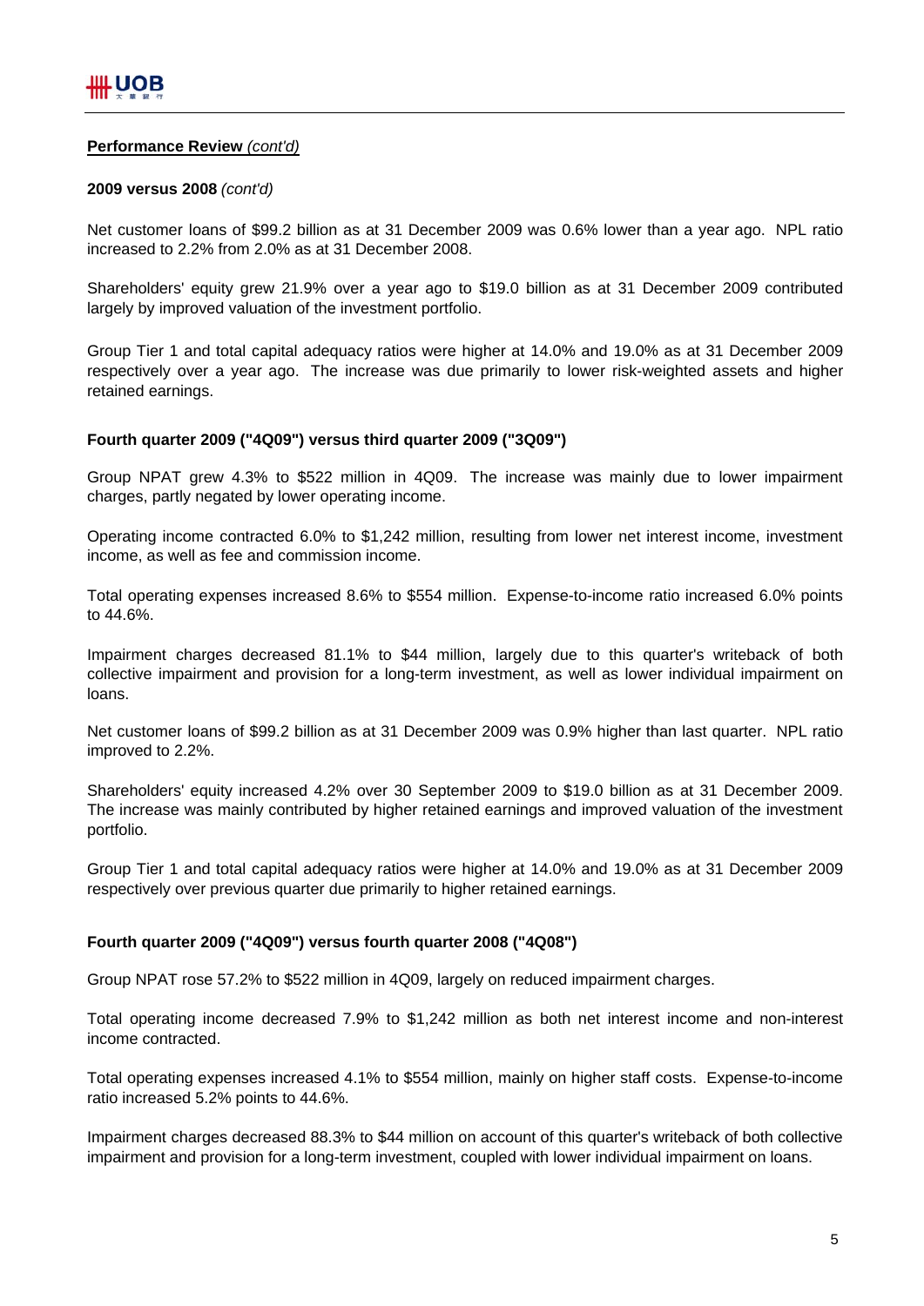**Performance Review** *(cont'd)*

**2009 versus 2008** *(cont'd)*

Net customer loans of $99.2 billion as at 31 December 2009 was 0.6% lower than a year ago. NPL ratio increased to 2.2% from 2.0% as at 31 December 2008.

Shareholders' equity grew 21.9% over a year ago to $19.0 billion as at 31 December 2009 contributed largely by improved valuation of the investment portfolio.

Group Tier 1 and total capital adequacy ratios were higher at 14.0% and 19.0% as at 31 December 2009 respectively over a year ago. The increase was due primarily to lower risk-weighted assets and higher retained earnings.

**Fourth quarter 2009 ("4Q09") versus third quarter 2009 ("3Q09")**

Group NPAT grew 4.3% to $522 million in 4Q09. The increase was mainly due to lower impairment charges, partly negated by lower operating income.

Operating income contracted 6.0% to $1,242 million, resulting from lower net interest income, investment income, as well as fee and commission income.

Total operating expenses increased 8.6% to $554 million. Expense-to-income ratio increased 6.0% points to 44.6%.

Impairment charges decreased 81.1% to $44 million, largely due to this quarter's writeback of both collective impairment and provision for a long-term investment, as well as lower individual impairment on loans.

Net customer loans of $99.2 billion as at 31 December 2009 was 0.9% higher than last quarter. NPL ratio improved to 2.2%.

Shareholders' equity increased 4.2% over 30 September 2009 to $19.0 billion as at 31 December 2009. The increase was mainly contributed by higher retained earnings and improved valuation of the investment portfolio.

Group Tier 1 and total capital adequacy ratios were higher at 14.0% and 19.0% as at 31 December 2009 respectively over previous quarter due primarily to higher retained earnings.

**Fourth quarter 2009 ("4Q09") versus fourth quarter 2008 ("4Q08")**

Group NPAT rose 57.2% to $522 million in 4Q09, largely on reduced impairment charges.

Total operating income decreased 7.9% to $1,242 million as both net interest income and non-interest income contracted.

Total operating expenses increased 4.1% to $554 million, mainly on higher staff costs. Expense-to-income ratio increased 5.2% points to 44.6%.

Impairment charges decreased 88.3% to $44 million on account of this quarter's writeback of both collective impairment and provision for a long-term investment, coupled with lower individual impairment on loans.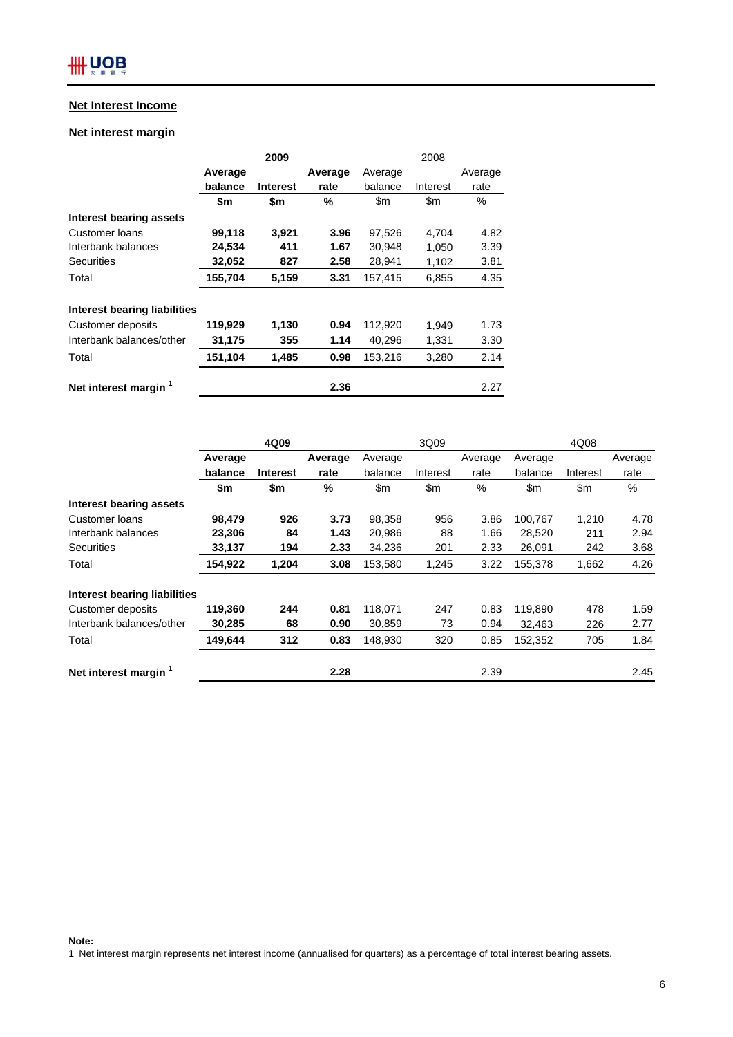## Net Interest Income

### Net interest margin

| | 2009 | | | 2008 | | |
|---|---|---|---|---|---|---|
| | Average balance | Interest | Average rate | Average balance | Interest | Average rate |
| | $m | $m | % | $m | $m | % |
| **Interest bearing assets** | | | | | | |
| Customer loans | 99,118 | 3,921 | 3.96 | 97,526 | 4,704 | 4.82 |
| Interbank balances | 24,534 | 411 | 1.67 | 30,948 | 1,050 | 3.39 |
| Securities | 32,052 | 827 | 2.58 | 28,941 | 1,102 | 3.81 |
| Total | 155,704 | 5,159 | 3.31 | 157,415 | 6,855 | 4.35 |
| **Interest bearing liabilities** | | | | | | |
| Customer deposits | 119,929 | 1,130 | 0.94 | 112,920 | 1,949 | 1.73 |
| Interbank balances/other | 31,175 | 355 | 1.14 | 40,296 | 1,331 | 3.30 |
| Total | 151,104 | 1,485 | 0.98 | 153,216 | 3,280 | 2.14 |
| **Net interest margin** [1] | | | 2.36 | | | 2.27 |

| | 4Q09 | | | 3Q09 | | | 4Q08 | | |
|---|---|---|---|---|---|---|---|---|---|
| | Average balance | Interest | Average rate | Average balance | Interest | Average rate | Average balance | Interest | Average rate |
| | $m | $m | % | $m | $m | % | $m | $m | % |
| **Interest bearing assets** | | | | | | | | | |
| Customer loans | 98,479 | 926 | 3.73 | 98,358 | 956 | 3.86 | 100,767 | 1,210 | 4.78 |
| Interbank balances | 23,306 | 84 | 1.43 | 20,986 | 88 | 1.66 | 28,520 | 211 | 2.94 |
| Securities | 33,137 | 194 | 2.33 | 34,236 | 201 | 2.33 | 26,091 | 242 | 3.68 |
| Total | 154,922 | 1,204 | 3.08 | 153,580 | 1,245 | 3.22 | 155,378 | 1,662 | 4.26 |
| **Interest bearing liabilities** | | | | | | | | | |
| Customer deposits | 119,360 | 244 | 0.81 | 118,071 | 247 | 0.83 | 119,890 | 478 | 1.59 |
| Interbank balances/other | 30,285 | 68 | 0.90 | 30,859 | 73 | 0.94 | 32,463 | 226 | 2.77 |
| Total | 149,644 | 312 | 0.83 | 148,930 | 320 | 0.85 | 152,352 | 705 | 1.84 |
| **Net interest margin** [1] | | | 2.28 | | | 2.39 | | | 2.45 |

**Note:**

1 Net interest margin represents net interest income (annualised for quarters) as a percentage of total interest bearing assets.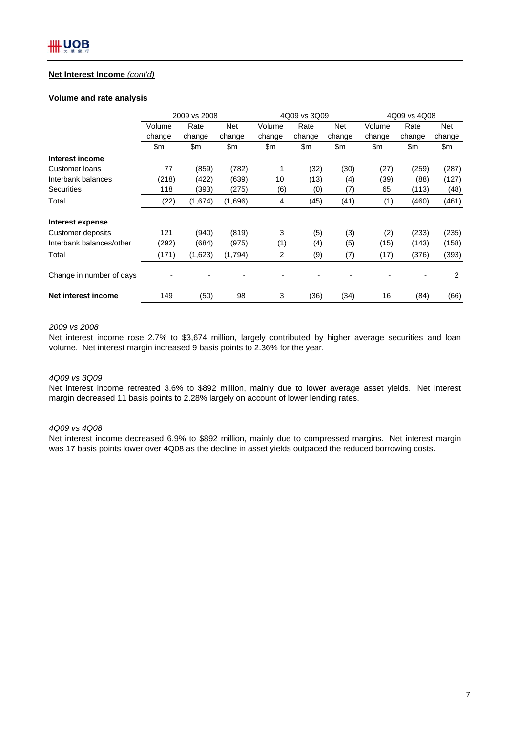**Net Interest Income** *(cont'd)*

**Volume and rate analysis**

| | 2009 vs 2008 | | | 4Q09 vs 3Q09 | | | 4Q09 vs 4Q08 | | |
|---|---|---|---|---|---|---|---|---|---|
| | Volume change | Rate change | Net change | Volume change | Rate change | Net change | Volume change | Rate change | Net change |
| | $m | $m | $m | $m | $m | $m | $m | $m | $m |
| **Interest income** | | | | | | | | | |
| Customer loans | 77 | (859) | (782) | 1 | (32) | (30) | (27) | (259) | (287) |
| Interbank balances | (218) | (422) | (639) | 10 | (13) | (4) | (39) | (88) | (127) |
| Securities | 118 | (393) | (275) | (6) | (0) | (7) | 65 | (113) | (48) |
| Total | (22) | (1,674) | (1,696) | 4 | (45) | (41) | (1) | (460) | (461) |
| **Interest expense** | | | | | | | | | |
| Customer deposits | 121 | (940) | (819) | 3 | (5) | (3) | (2) | (233) | (235) |
| Interbank balances/other | (292) | (684) | (975) | (1) | (4) | (5) | (15) | (143) | (158) |
| Total | (171) | (1,623) | (1,794) | 2 | (9) | (7) | (17) | (376) | (393) |
| Change in number of days | - | - | - | - | - | - | - | - | 2 |
| **Net interest income** | 149 | (50) | 98 | 3 | (36) | (34) | 16 | (84) | (66) |

*2009 vs 2008*

Net interest income rose 2.7% to $3,674 million, largely contributed by higher average securities and loan volume. Net interest margin increased 9 basis points to 2.36% for the year.

*4Q09 vs 3Q09*

Net interest income retreated 3.6% to $892 million, mainly due to lower average asset yields. Net interest margin decreased 11 basis points to 2.28% largely on account of lower lending rates.

*4Q09 vs 4Q08*

Net interest income decreased 6.9% to $892 million, mainly due to compressed margins. Net interest margin was 17 basis points lower over 4Q08 as the decline in asset yields outpaced the reduced borrowing costs.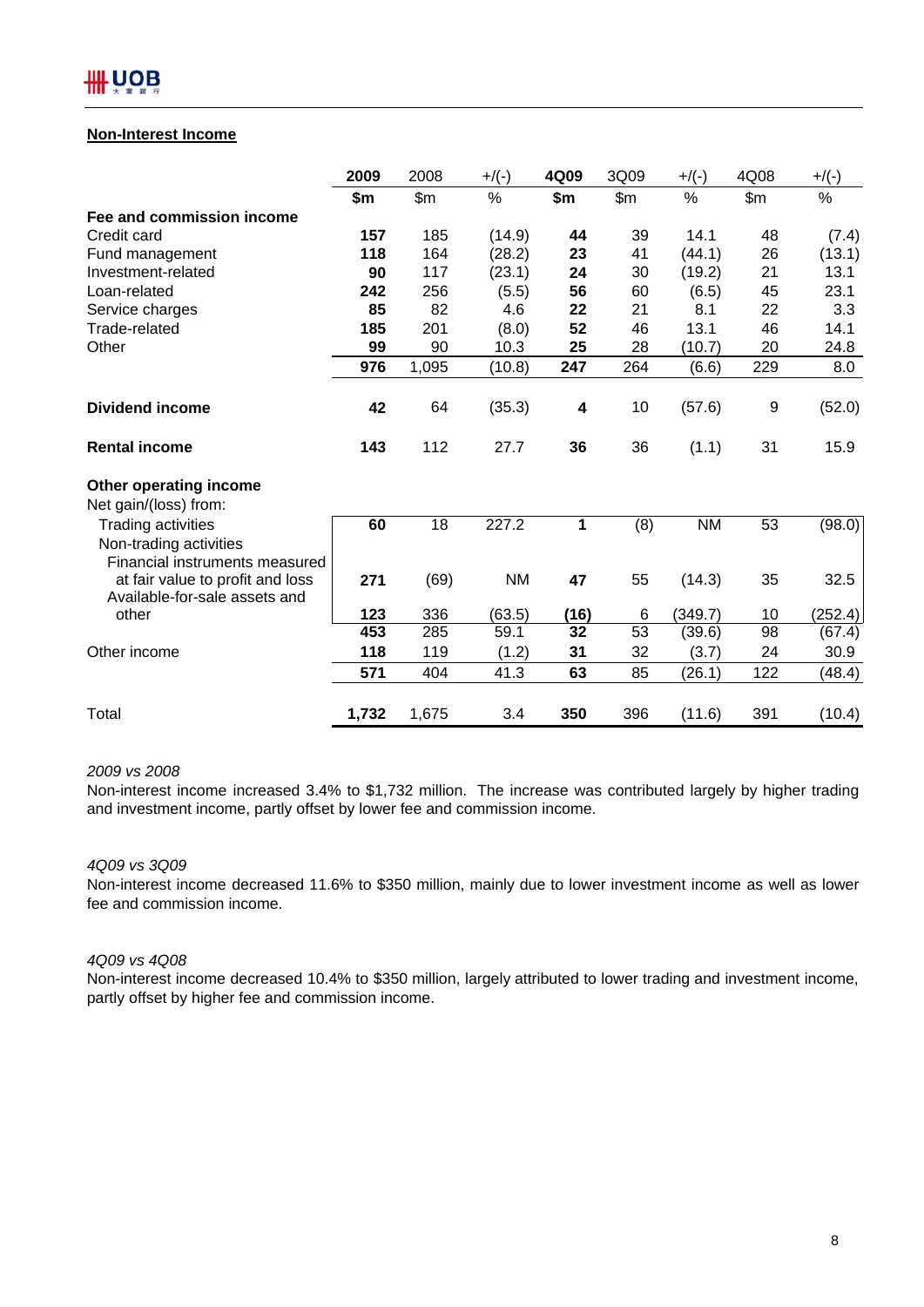## Non-Interest Income

| | 2009 | 2008 | +/(-) | 4Q09 | 3Q09 | +/(-) | 4Q08 | +/(-) |
|---|---|---|---|---|---|---|---|---|
| | **$m** | $m | % | **$m** | $m | % | $m | % |
| **Fee and commission income** | | | | | | | | |
| Credit card | **157** | 185 | (14.9) | **44** | 39 | 14.1 | 48 | (7.4) |
| Fund management | **118** | 164 | (28.2) | **23** | 41 | (44.1) | 26 | (13.1) |
| Investment-related | **90** | 117 | (23.1) | **24** | 30 | (19.2) | 21 | 13.1 |
| Loan-related | **242** | 256 | (5.5) | **56** | 60 | (6.5) | 45 | 23.1 |
| Service charges | **85** | 82 | 4.6 | **22** | 21 | 8.1 | 22 | 3.3 |
| Trade-related | **185** | 201 | (8.0) | **52** | 46 | 13.1 | 46 | 14.1 |
| Other | **99** | 90 | 10.3 | **25** | 28 | (10.7) | 20 | 24.8 |
| | **976** | 1,095 | (10.8) | **247** | 264 | (6.6) | 229 | 8.0 |
| **Dividend income** | **42** | 64 | (35.3) | **4** | 10 | (57.6) | 9 | (52.0) |
| **Rental income** | **143** | 112 | 27.7 | **36** | 36 | (1.1) | 31 | 15.9 |
| **Other operating income** | | | | | | | | |
| Net gain/(loss) from: | | | | | | | | |
| Trading activities | **60** | 18 | 227.2 | **1** | (8) | NM | 53 | (98.0) |
| Non-trading activities | | | | | | | | |
| Financial instruments measured at fair value to profit and loss | **271** | (69) | NM | **47** | 55 | (14.3) | 35 | 32.5 |
| Available-for-sale assets and other | **123** | 336 | (63.5) | **(16)** | 6 | (349.7) | 10 | (252.4) |
| | **453** | 285 | 59.1 | **32** | 53 | (39.6) | 98 | (67.4) |
| Other income | **118** | 119 | (1.2) | **31** | 32 | (3.7) | 24 | 30.9 |
| | **571** | 404 | 41.3 | **63** | 85 | (26.1) | 122 | (48.4) |
| Total | **1,732** | 1,675 | 3.4 | **350** | 396 | (11.6) | 391 | (10.4) |

*2009 vs 2008*

Non-interest income increased 3.4% to $1,732 million. The increase was contributed largely by higher trading and investment income, partly offset by lower fee and commission income.

*4Q09 vs 3Q09*

Non-interest income decreased 11.6% to $350 million, mainly due to lower investment income as well as lower fee and commission income.

*4Q09 vs 4Q08*

Non-interest income decreased 10.4% to $350 million, largely attributed to lower trading and investment income, partly offset by higher fee and commission income.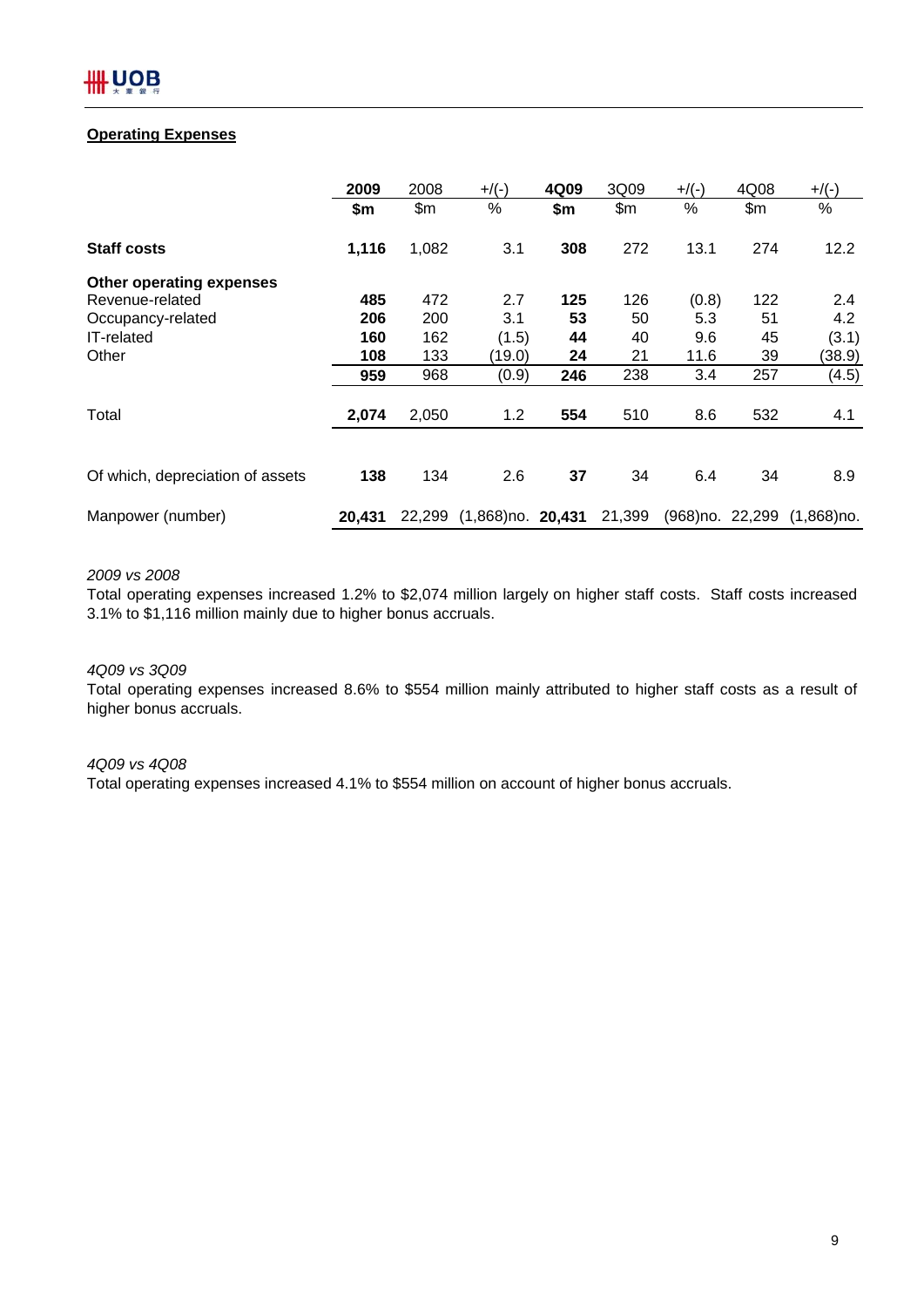**Operating Expenses**

| | 2009 | 2008 | +/(-) | 4Q09 | 3Q09 | +/(-) | 4Q08 | +/(-) |
|---|---|---|---|---|---|---|---|---|
| | **$m** | $m | % | **$m** | $m | % | $m | % |
| **Staff costs** | **1,116** | 1,082 | 3.1 | **308** | 272 | 13.1 | 274 | 12.2 |
| **Other operating expenses** | | | | | | | | |
| Revenue-related | **485** | 472 | 2.7 | **125** | 126 | (0.8) | 122 | 2.4 |
| Occupancy-related | **206** | 200 | 3.1 | **53** | 50 | 5.3 | 51 | 4.2 |
| IT-related | **160** | 162 | (1.5) | **44** | 40 | 9.6 | 45 | (3.1) |
| Other | **108** | 133 | (19.0) | **24** | 21 | 11.6 | 39 | (38.9) |
| | **959** | 968 | (0.9) | **246** | 238 | 3.4 | 257 | (4.5) |
| Total | **2,074** | 2,050 | 1.2 | **554** | 510 | 8.6 | 532 | 4.1 |
| Of which, depreciation of assets | **138** | 134 | 2.6 | **37** | 34 | 6.4 | 34 | 8.9 |
| Manpower (number) | **20,431** | 22,299 | (1,868)no. | **20,431** | 21,399 | (968)no. | 22,299 | (1,868)no. |

*2009 vs 2008*

Total operating expenses increased 1.2% to $2,074 million largely on higher staff costs. Staff costs increased 3.1% to $1,116 million mainly due to higher bonus accruals.

*4Q09 vs 3Q09*

Total operating expenses increased 8.6% to $554 million mainly attributed to higher staff costs as a result of higher bonus accruals.

*4Q09 vs 4Q08*

Total operating expenses increased 4.1% to $554 million on account of higher bonus accruals.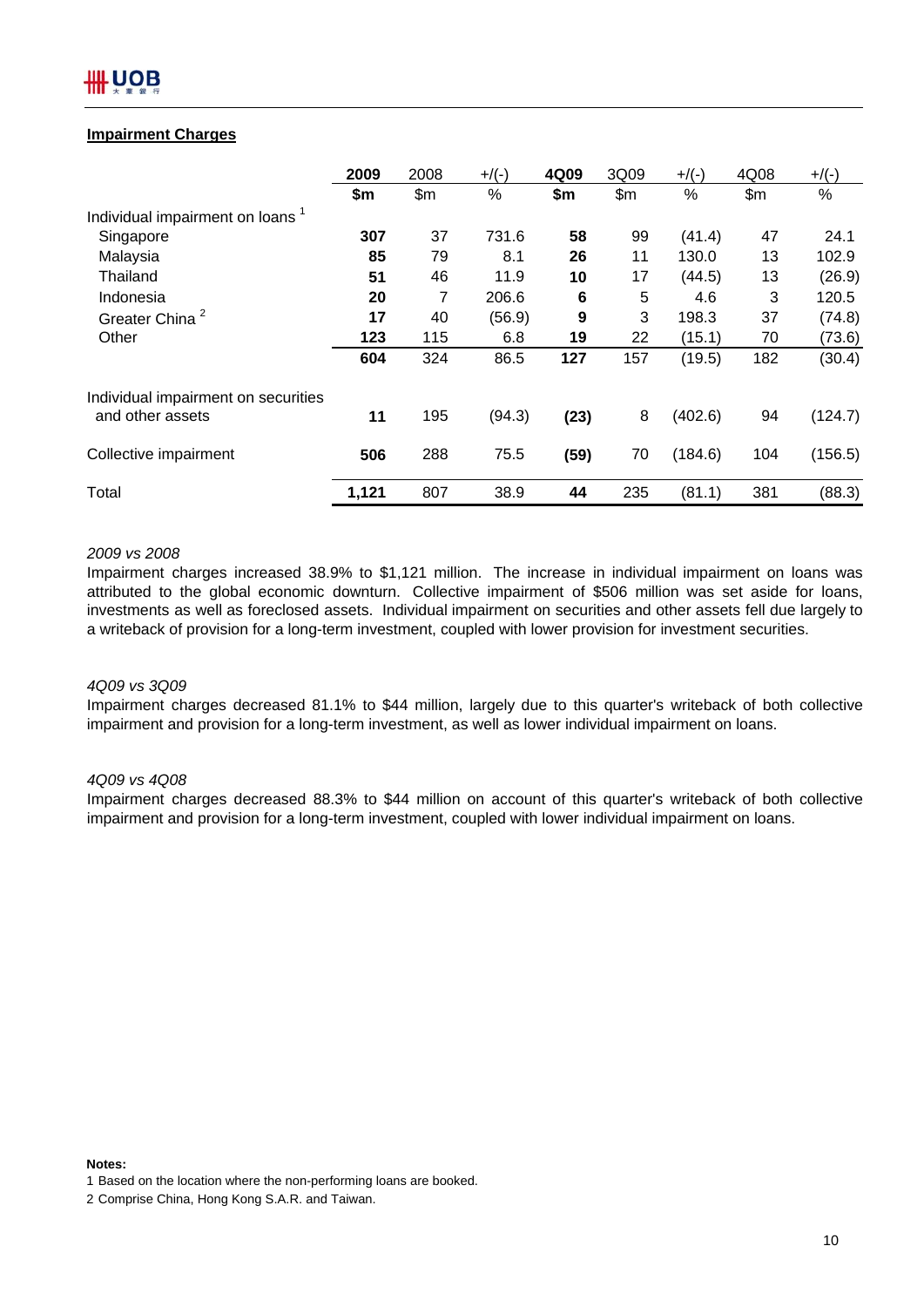**Impairment Charges**

| | **2009** | 2008 | +/(-) | **4Q09** | 3Q09 | +/(-) | 4Q08 | +/(-) |
|---|---|---|---|---|---|---|---|---|
| | **$m** | $m | % | **$m** | $m | % | $m | % |
| Individual impairment on loans [1] | | | | | | | | |
| Singapore | **307** | 37 | 731.6 | **58** | 99 | (41.4) | 47 | 24.1 |
| Malaysia | **85** | 79 | 8.1 | **26** | 11 | 130.0 | 13 | 102.9 |
| Thailand | **51** | 46 | 11.9 | **10** | 17 | (44.5) | 13 | (26.9) |
| Indonesia | **20** | 7 | 206.6 | **6** | 5 | 4.6 | 3 | 120.5 |
| Greater China [2] | **17** | 40 | (56.9) | **9** | 3 | 198.3 | 37 | (74.8) |
| Other | **123** | 115 | 6.8 | **19** | 22 | (15.1) | 70 | (73.6) |
| | **604** | 324 | 86.5 | **127** | 157 | (19.5) | 182 | (30.4) |
| Individual impairment on securities and other assets | **11** | 195 | (94.3) | **(23)** | 8 | (402.6) | 94 | (124.7) |
| Collective impairment | **506** | 288 | 75.5 | **(59)** | 70 | (184.6) | 104 | (156.5) |
| Total | **1,121** | 807 | 38.9 | **44** | 235 | (81.1) | 381 | (88.3) |

*2009 vs 2008*

Impairment charges increased 38.9% to $1,121 million. The increase in individual impairment on loans was attributed to the global economic downturn. Collective impairment of $506 million was set aside for loans, investments as well as foreclosed assets. Individual impairment on securities and other assets fell due largely to a writeback of provision for a long-term investment, coupled with lower provision for investment securities.

*4Q09 vs 3Q09*

Impairment charges decreased 81.1% to $44 million, largely due to this quarter's writeback of both collective impairment and provision for a long-term investment, as well as lower individual impairment on loans.

*4Q09 vs 4Q08*

Impairment charges decreased 88.3% to $44 million on account of this quarter's writeback of both collective impairment and provision for a long-term investment, coupled with lower individual impairment on loans.

**Notes:**

1 Based on the location where the non-performing loans are booked.

2 Comprise China, Hong Kong S.A.R. and Taiwan.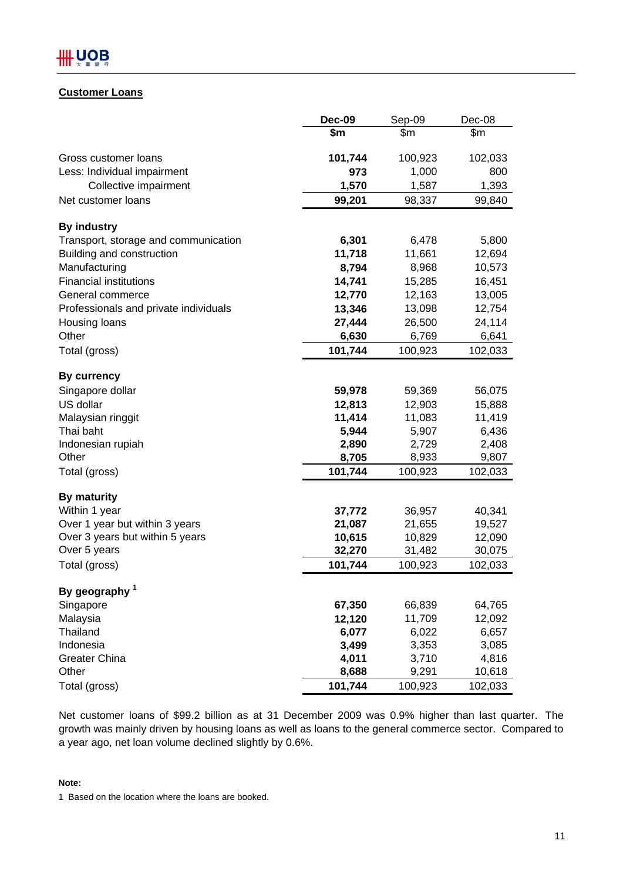## Customer Loans

| | Dec-09 | Sep-09 | Dec-08 |
|---|---|---|---|
| | $m | $m | $m |
| Gross customer loans | **101,744** | 100,923 | 102,033 |
| Less: Individual impairment | **973** | 1,000 | 800 |
| Collective impairment | **1,570** | 1,587 | 1,393 |
| Net customer loans | **99,201** | 98,337 | 99,840 |
| | | | |
| **By industry** | | | |
| Transport, storage and communication | **6,301** | 6,478 | 5,800 |
| Building and construction | **11,718** | 11,661 | 12,694 |
| Manufacturing | **8,794** | 8,968 | 10,573 |
| Financial institutions | **14,741** | 15,285 | 16,451 |
| General commerce | **12,770** | 12,163 | 13,005 |
| Professionals and private individuals | **13,346** | 13,098 | 12,754 |
| Housing loans | **27,444** | 26,500 | 24,114 |
| Other | **6,630** | 6,769 | 6,641 |
| Total (gross) | **101,744** | 100,923 | 102,033 |
| | | | |
| **By currency** | | | |
| Singapore dollar | **59,978** | 59,369 | 56,075 |
| US dollar | **12,813** | 12,903 | 15,888 |
| Malaysian ringgit | **11,414** | 11,083 | 11,419 |
| Thai baht | **5,944** | 5,907 | 6,436 |
| Indonesian rupiah | **2,890** | 2,729 | 2,408 |
| Other | **8,705** | 8,933 | 9,807 |
| Total (gross) | **101,744** | 100,923 | 102,033 |
| | | | |
| **By maturity** | | | |
| Within 1 year | **37,772** | 36,957 | 40,341 |
| Over 1 year but within 3 years | **21,087** | 21,655 | 19,527 |
| Over 3 years but within 5 years | **10,615** | 10,829 | 12,090 |
| Over 5 years | **32,270** | 31,482 | 30,075 |
| Total (gross) | **101,744** | 100,923 | 102,033 |
| | | | |
| **By geography** [1] | | | |
| Singapore | **67,350** | 66,839 | 64,765 |
| Malaysia | **12,120** | 11,709 | 12,092 |
| Thailand | **6,077** | 6,022 | 6,657 |
| Indonesia | **3,499** | 3,353 | 3,085 |
| Greater China | **4,011** | 3,710 | 4,816 |
| Other | **8,688** | 9,291 | 10,618 |
| Total (gross) | **101,744** | 100,923 | 102,033 |

Net customer loans of $99.2 billion as at 31 December 2009 was 0.9% higher than last quarter. The growth was mainly driven by housing loans as well as loans to the general commerce sector. Compared to a year ago, net loan volume declined slightly by 0.6%.

**Note:**

1 Based on the location where the loans are booked.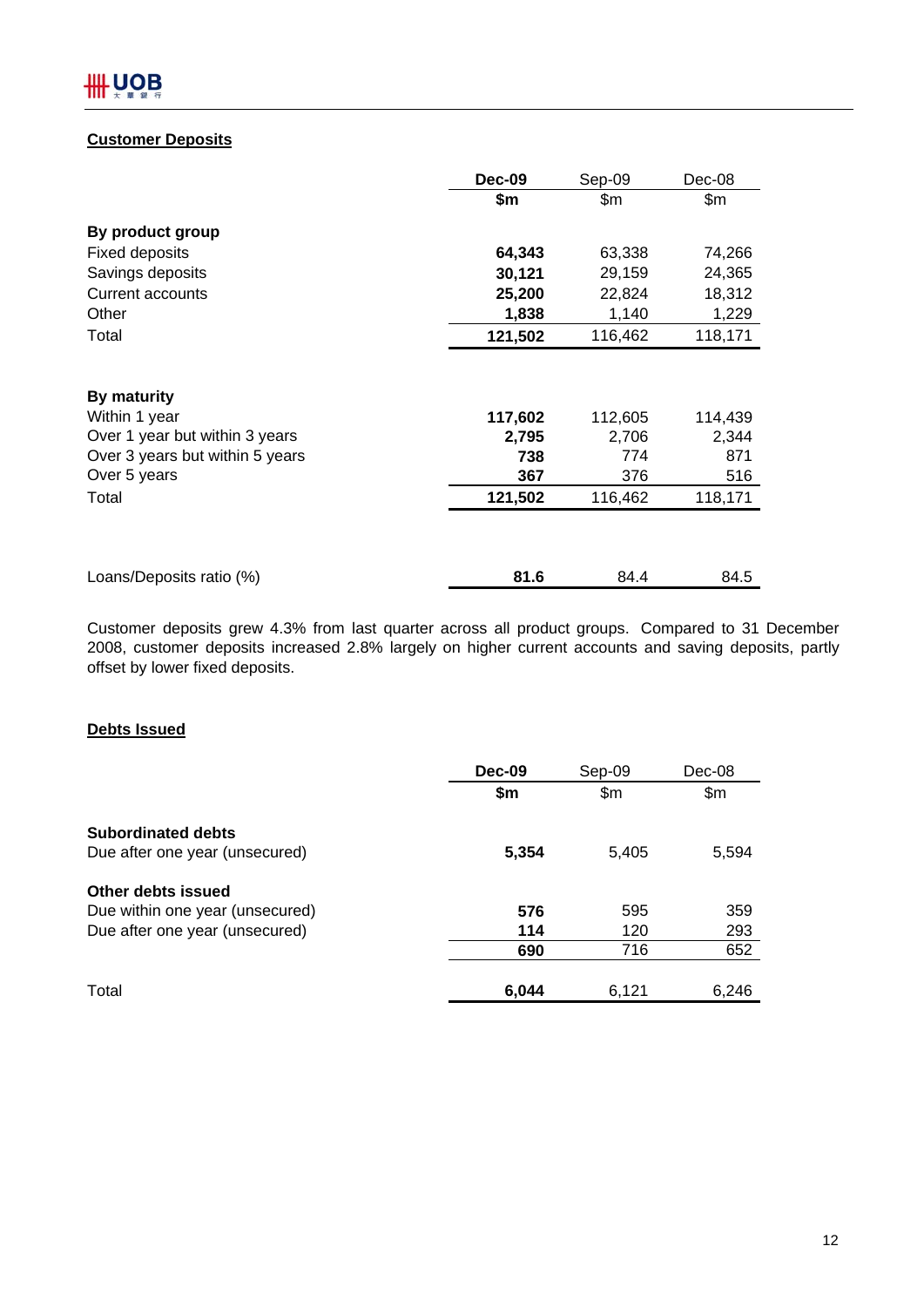## Customer Deposits

| | **Dec-09** | Sep-09 | Dec-08 |
|---|---|---|---|
| | **$m** | $m | $m |
| **By product group** | | | |
| Fixed deposits | **64,343** | 63,338 | 74,266 |
| Savings deposits | **30,121** | 29,159 | 24,365 |
| Current accounts | **25,200** | 22,824 | 18,312 |
| Other | **1,838** | 1,140 | 1,229 |
| Total | **121,502** | 116,462 | 118,171 |
| | | | |
| **By maturity** | | | |
| Within 1 year | **117,602** | 112,605 | 114,439 |
| Over 1 year but within 3 years | **2,795** | 2,706 | 2,344 |
| Over 3 years but within 5 years | **738** | 774 | 871 |
| Over 5 years | **367** | 376 | 516 |
| Total | **121,502** | 116,462 | 118,171 |
| | | | |
| Loans/Deposits ratio (%) | **81.6** | 84.4 | 84.5 |

Customer deposits grew 4.3% from last quarter across all product groups. Compared to 31 December 2008, customer deposits increased 2.8% largely on higher current accounts and saving deposits, partly offset by lower fixed deposits.

## Debts Issued

| | **Dec-09** | Sep-09 | Dec-08 |
|---|---|---|---|
| | **$m** | $m | $m |
| **Subordinated debts** | | | |
| Due after one year (unsecured) | **5,354** | 5,405 | 5,594 |
| **Other debts issued** | | | |
| Due within one year (unsecured) | **576** | 595 | 359 |
| Due after one year (unsecured) | **114** | 120 | 293 |
| | **690** | 716 | 652 |
| Total | **6,044** | 6,121 | 6,246 |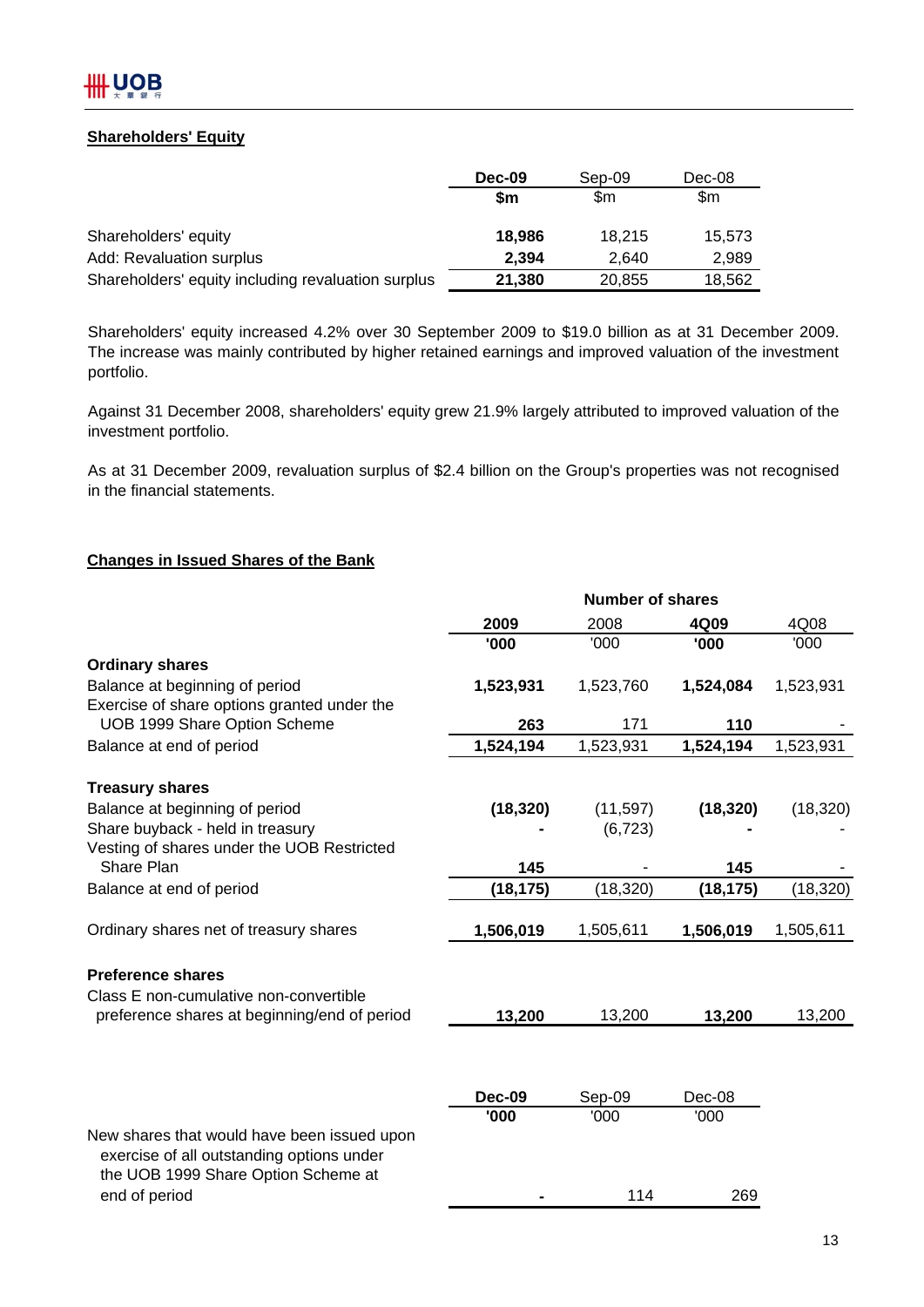## Shareholders' Equity

| | Dec-09 | Sep-09 | Dec-08 |
|---|---|---|---|
| | $m | $m | $m |
| Shareholders' equity | **18,986** | 18,215 | 15,573 |
| Add: Revaluation surplus | **2,394** | 2,640 | 2,989 |
| Shareholders' equity including revaluation surplus | **21,380** | 20,855 | 18,562 |

Shareholders' equity increased 4.2% over 30 September 2009 to $19.0 billion as at 31 December 2009. The increase was mainly contributed by higher retained earnings and improved valuation of the investment portfolio.

Against 31 December 2008, shareholders' equity grew 21.9% largely attributed to improved valuation of the investment portfolio.

As at 31 December 2009, revaluation surplus of $2.4 billion on the Group's properties was not recognised in the financial statements.

## Changes in Issued Shares of the Bank

| | Number of shares | | | |
|---|---|---|---|---|
| | **2009** | 2008 | **4Q09** | 4Q08 |
| | **'000** | '000 | **'000** | '000 |
| **Ordinary shares** | | | | |
| Balance at beginning of period | **1,523,931** | 1,523,760 | **1,524,084** | 1,523,931 |
| Exercise of share options granted under the UOB 1999 Share Option Scheme | **263** | 171 | **110** | - |
| Balance at end of period | **1,524,194** | 1,523,931 | **1,524,194** | 1,523,931 |
| **Treasury shares** | | | | |
| Balance at beginning of period | **(18,320)** | (11,597) | **(18,320)** | (18,320) |
| Share buyback - held in treasury | **-** | (6,723) | **-** | - |
| Vesting of shares under the UOB Restricted Share Plan | **145** | - | **145** | - |
| Balance at end of period | **(18,175)** | (18,320) | **(18,175)** | (18,320) |
| Ordinary shares net of treasury shares | **1,506,019** | 1,505,611 | **1,506,019** | 1,505,611 |
| **Preference shares** | | | | |
| Class E non-cumulative non-convertible preference shares at beginning/end of period | **13,200** | 13,200 | **13,200** | 13,200 |

| | Dec-09 | Sep-09 | Dec-08 |
|---|---|---|---|
| | '000 | '000 | '000 |
| New shares that would have been issued upon exercise of all outstanding options under the UOB 1999 Share Option Scheme at end of period | **-** | 114 | 269 |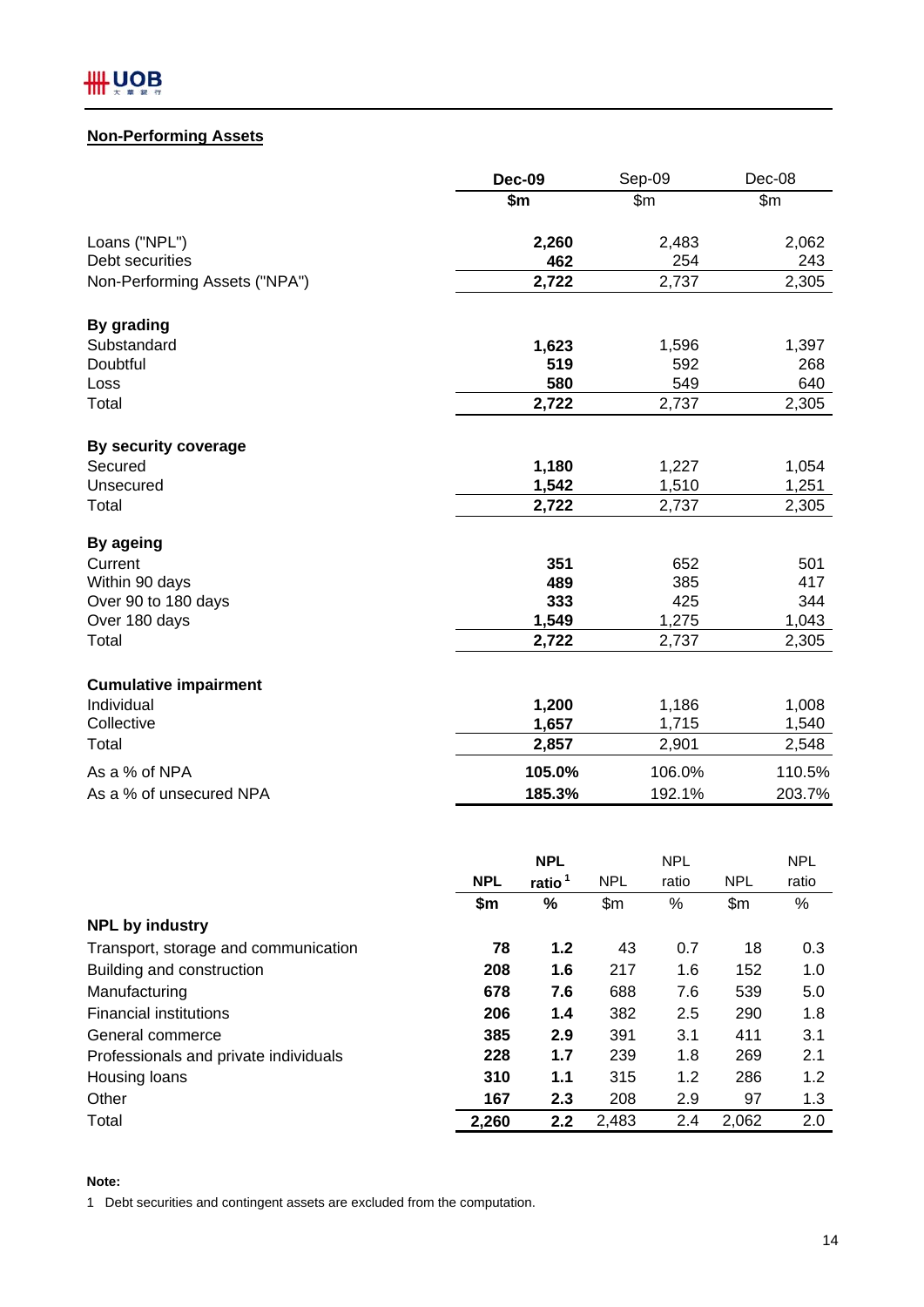## Non-Performing Assets

| | **Dec-09** | Sep-09 | Dec-08 |
|---|---|---|---|
| | **$m** | $m | $m |
| Loans ("NPL") | **2,260** | 2,483 | 2,062 |
| Debt securities | **462** | 254 | 243 |
| Non-Performing Assets ("NPA") | **2,722** | 2,737 | 2,305 |
| **By grading** | | | |
| Substandard | **1,623** | 1,596 | 1,397 |
| Doubtful | **519** | 592 | 268 |
| Loss | **580** | 549 | 640 |
| Total | **2,722** | 2,737 | 2,305 |
| **By security coverage** | | | |
| Secured | **1,180** | 1,227 | 1,054 |
| Unsecured | **1,542** | 1,510 | 1,251 |
| Total | **2,722** | 2,737 | 2,305 |
| **By ageing** | | | |
| Current | **351** | 652 | 501 |
| Within 90 days | **489** | 385 | 417 |
| Over 90 to 180 days | **333** | 425 | 344 |
| Over 180 days | **1,549** | 1,275 | 1,043 |
| Total | **2,722** | 2,737 | 2,305 |
| **Cumulative impairment** | | | |
| Individual | **1,200** | 1,186 | 1,008 |
| Collective | **1,657** | 1,715 | 1,540 |
| Total | **2,857** | 2,901 | 2,548 |
| As a % of NPA | **105.0%** | 106.0% | 110.5% |
| As a % of unsecured NPA | **185.3%** | 192.1% | 203.7% |

| | **NPL** | **NPL ratio** [1] | NPL | NPL ratio | NPL | NPL ratio |
|---|---|---|---|---|---|---|
| | **$m** | **%** | $m | % | $m | % |
| **NPL by industry** | | | | | | |
| Transport, storage and communication | **78** | **1.2** | 43 | 0.7 | 18 | 0.3 |
| Building and construction | **208** | **1.6** | 217 | 1.6 | 152 | 1.0 |
| Manufacturing | **678** | **7.6** | 688 | 7.6 | 539 | 5.0 |
| Financial institutions | **206** | **1.4** | 382 | 2.5 | 290 | 1.8 |
| General commerce | **385** | **2.9** | 391 | 3.1 | 411 | 3.1 |
| Professionals and private individuals | **228** | **1.7** | 239 | 1.8 | 269 | 2.1 |
| Housing loans | **310** | **1.1** | 315 | 1.2 | 286 | 1.2 |
| Other | **167** | **2.3** | 208 | 2.9 | 97 | 1.3 |
| Total | **2,260** | **2.2** | 2,483 | 2.4 | 2,062 | 2.0 |

**Note:**

1 Debt securities and contingent assets are excluded from the computation.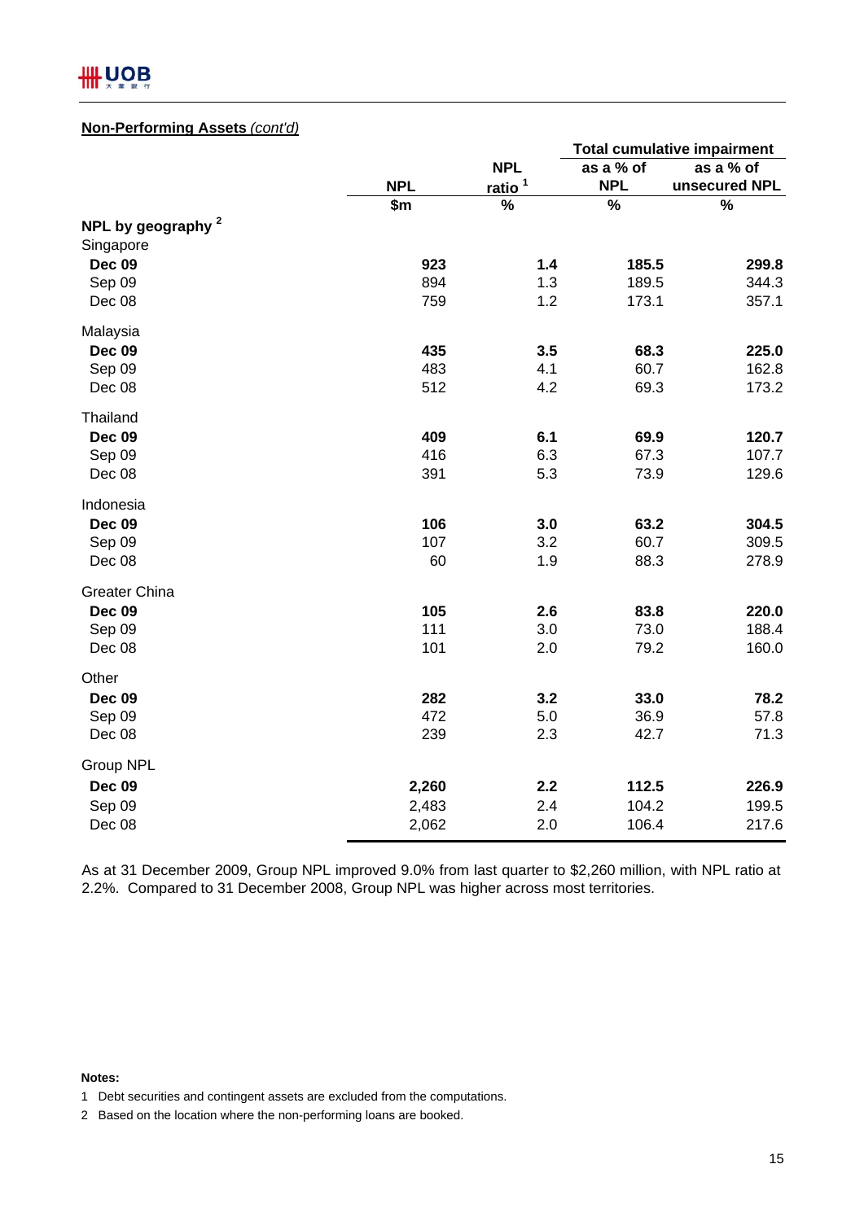## Non-Performing Assets *(cont'd)*

| | NPL | NPL ratio [1] | Total cumulative impairment | |
|---|---|---|---|---|
| | | | as a % of NPL | as a % of unsecured NPL |
| | $m | % | % | % |
| **NPL by geography [2]** | | | | |
| Singapore | | | | |
| **Dec 09** | **923** | **1.4** | **185.5** | **299.8** |
| Sep 09 | 894 | 1.3 | 189.5 | 344.3 |
| Dec 08 | 759 | 1.2 | 173.1 | 357.1 |
| Malaysia | | | | |
| **Dec 09** | **435** | **3.5** | **68.3** | **225.0** |
| Sep 09 | 483 | 4.1 | 60.7 | 162.8 |
| Dec 08 | 512 | 4.2 | 69.3 | 173.2 |
| Thailand | | | | |
| **Dec 09** | **409** | **6.1** | **69.9** | **120.7** |
| Sep 09 | 416 | 6.3 | 67.3 | 107.7 |
| Dec 08 | 391 | 5.3 | 73.9 | 129.6 |
| Indonesia | | | | |
| **Dec 09** | **106** | **3.0** | **63.2** | **304.5** |
| Sep 09 | 107 | 3.2 | 60.7 | 309.5 |
| Dec 08 | 60 | 1.9 | 88.3 | 278.9 |
| Greater China | | | | |
| **Dec 09** | **105** | **2.6** | **83.8** | **220.0** |
| Sep 09 | 111 | 3.0 | 73.0 | 188.4 |
| Dec 08 | 101 | 2.0 | 79.2 | 160.0 |
| Other | | | | |
| **Dec 09** | **282** | **3.2** | **33.0** | **78.2** |
| Sep 09 | 472 | 5.0 | 36.9 | 57.8 |
| Dec 08 | 239 | 2.3 | 42.7 | 71.3 |
| Group NPL | | | | |
| **Dec 09** | **2,260** | **2.2** | **112.5** | **226.9** |
| Sep 09 | 2,483 | 2.4 | 104.2 | 199.5 |
| Dec 08 | 2,062 | 2.0 | 106.4 | 217.6 |

As at 31 December 2009, Group NPL improved 9.0% from last quarter to $2,260 million, with NPL ratio at 2.2%. Compared to 31 December 2008, Group NPL was higher across most territories.

**Notes:**

1 Debt securities and contingent assets are excluded from the computations.

2 Based on the location where the non-performing loans are booked.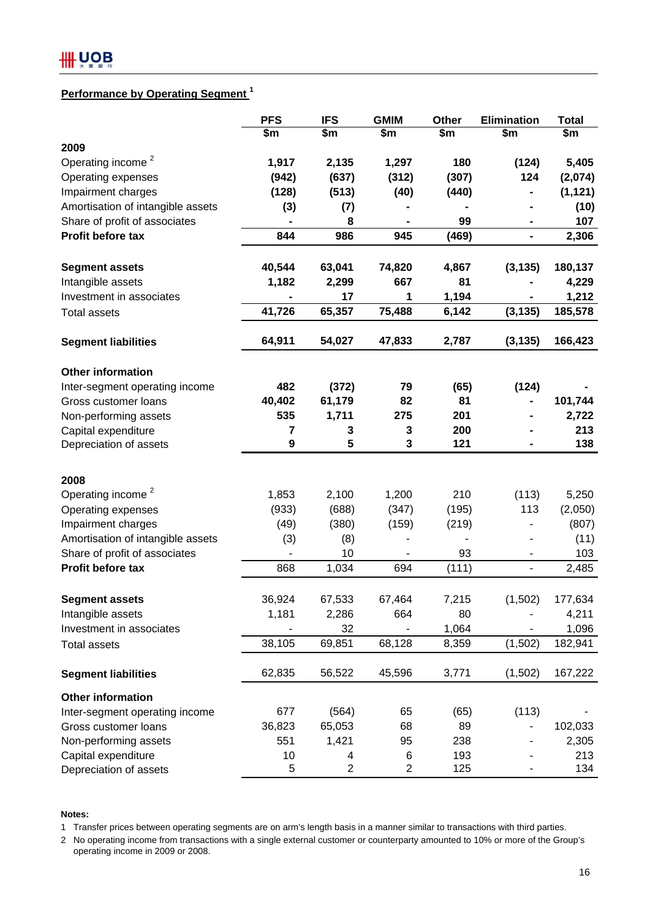## Performance by Operating Segment [1]

| | PFS | IFS | GMIM | Other | Elimination | Total |
|---|---|---|---|---|---|---|
| | $m | $m | $m | $m | $m | $m |
| **2009** | | | | | | |
| Operating income [2] | **1,917** | **2,135** | **1,297** | **180** | **(124)** | **5,405** |
| Operating expenses | **(942)** | **(637)** | **(312)** | **(307)** | **124** | **(2,074)** |
| Impairment charges | **(128)** | **(513)** | **(40)** | **(440)** | **-** | **(1,121)** |
| Amortisation of intangible assets | **(3)** | **(7)** | **-** | **-** | **-** | **(10)** |
| Share of profit of associates | **-** | **8** | **-** | **99** | **-** | **107** |
| **Profit before tax** | **844** | **986** | **945** | **(469)** | **-** | **2,306** |
| | | | | | | |
| **Segment assets** | **40,544** | **63,041** | **74,820** | **4,867** | **(3,135)** | **180,137** |
| Intangible assets | **1,182** | **2,299** | **667** | **81** | **-** | **4,229** |
| Investment in associates | **-** | **17** | **1** | **1,194** | **-** | **1,212** |
| Total assets | **41,726** | **65,357** | **75,488** | **6,142** | **(3,135)** | **185,578** |
| | | | | | | |
| **Segment liabilities** | **64,911** | **54,027** | **47,833** | **2,787** | **(3,135)** | **166,423** |
| | | | | | | |
| **Other information** | | | | | | |
| Inter-segment operating income | **482** | **(372)** | **79** | **(65)** | **(124)** | **-** |
| Gross customer loans | **40,402** | **61,179** | **82** | **81** | **-** | **101,744** |
| Non-performing assets | **535** | **1,711** | **275** | **201** | **-** | **2,722** |
| Capital expenditure | **7** | **3** | **3** | **200** | **-** | **213** |
| Depreciation of assets | **9** | **5** | **3** | **121** | **-** | **138** |
| | | | | | | |
| **2008** | | | | | | |
| Operating income [2] | 1,853 | 2,100 | 1,200 | 210 | (113) | 5,250 |
| Operating expenses | (933) | (688) | (347) | (195) | 113 | (2,050) |
| Impairment charges | (49) | (380) | (159) | (219) | - | (807) |
| Amortisation of intangible assets | (3) | (8) | - | - | - | (11) |
| Share of profit of associates | - | 10 | - | 93 | - | 103 |
| **Profit before tax** | 868 | 1,034 | 694 | (111) | - | 2,485 |
| | | | | | | |
| **Segment assets** | 36,924 | 67,533 | 67,464 | 7,215 | (1,502) | 177,634 |
| Intangible assets | 1,181 | 2,286 | 664 | 80 | - | 4,211 |
| Investment in associates | - | 32 | - | 1,064 | - | 1,096 |
| Total assets | 38,105 | 69,851 | 68,128 | 8,359 | (1,502) | 182,941 |
| | | | | | | |
| **Segment liabilities** | 62,835 | 56,522 | 45,596 | 3,771 | (1,502) | 167,222 |
| | | | | | | |
| **Other information** | | | | | | |
| Inter-segment operating income | 677 | (564) | 65 | (65) | (113) | - |
| Gross customer loans | 36,823 | 65,053 | 68 | 89 | - | 102,033 |
| Non-performing assets | 551 | 1,421 | 95 | 238 | - | 2,305 |
| Capital expenditure | 10 | 4 | 6 | 193 | - | 213 |
| Depreciation of assets | 5 | 2 | 2 | 125 | - | 134 |

**Notes:**

1 Transfer prices between operating segments are on arm's length basis in a manner similar to transactions with third parties.

2 No operating income from transactions with a single external customer or counterparty amounted to 10% or more of the Group's operating income in 2009 or 2008.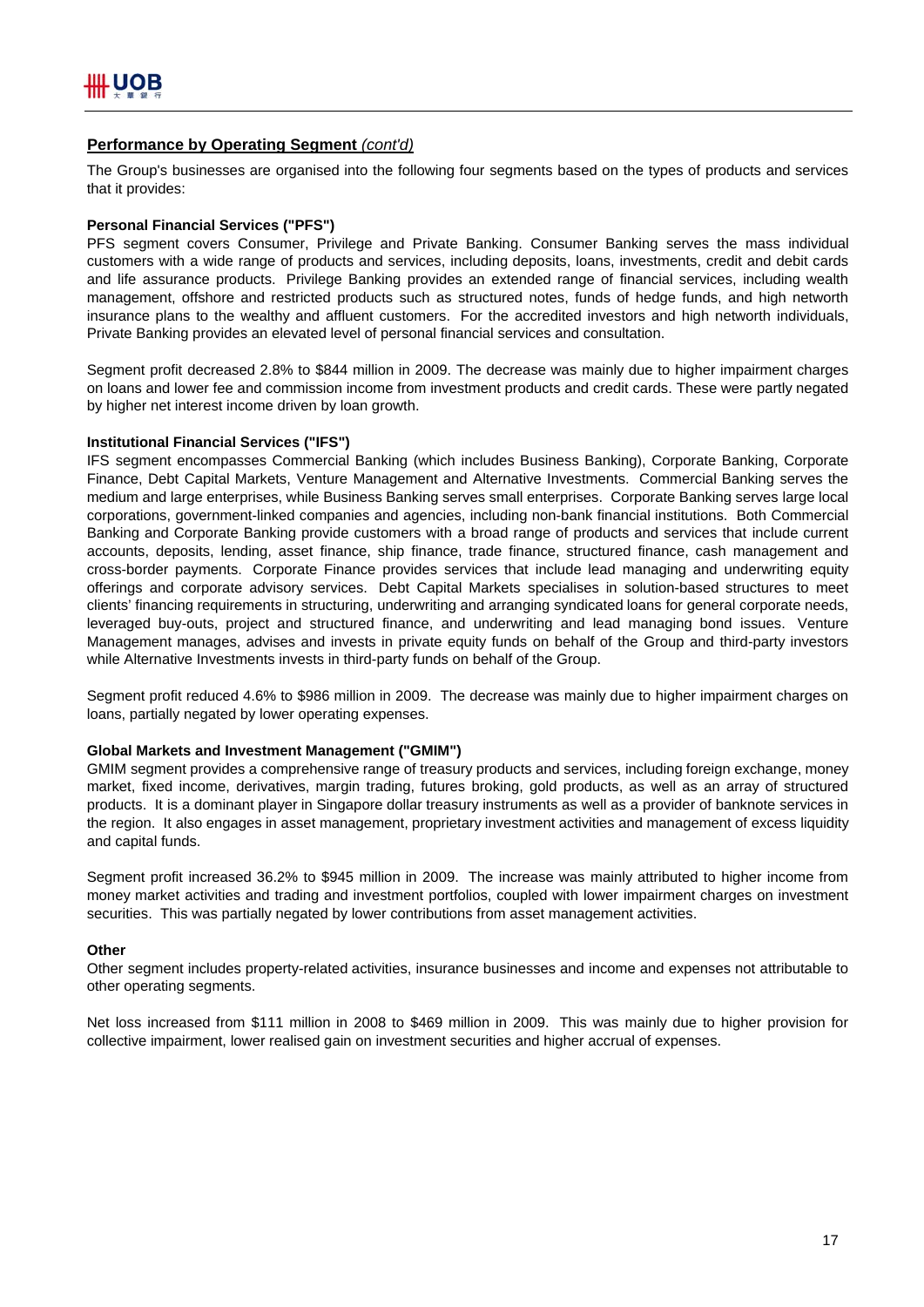## **Performance by Operating Segment** *(cont'd)*

The Group's businesses are organised into the following four segments based on the types of products and services that it provides:

**Personal Financial Services ("PFS")**

PFS segment covers Consumer, Privilege and Private Banking. Consumer Banking serves the mass individual customers with a wide range of products and services, including deposits, loans, investments, credit and debit cards and life assurance products. Privilege Banking provides an extended range of financial services, including wealth management, offshore and restricted products such as structured notes, funds of hedge funds, and high networth insurance plans to the wealthy and affluent customers. For the accredited investors and high networth individuals, Private Banking provides an elevated level of personal financial services and consultation.

Segment profit decreased 2.8% to $844 million in 2009. The decrease was mainly due to higher impairment charges on loans and lower fee and commission income from investment products and credit cards. These were partly negated by higher net interest income driven by loan growth.

**Institutional Financial Services ("IFS")**

IFS segment encompasses Commercial Banking (which includes Business Banking), Corporate Banking, Corporate Finance, Debt Capital Markets, Venture Management and Alternative Investments. Commercial Banking serves the medium and large enterprises, while Business Banking serves small enterprises. Corporate Banking serves large local corporations, government-linked companies and agencies, including non-bank financial institutions. Both Commercial Banking and Corporate Banking provide customers with a broad range of products and services that include current accounts, deposits, lending, asset finance, ship finance, trade finance, structured finance, cash management and cross-border payments. Corporate Finance provides services that include lead managing and underwriting equity offerings and corporate advisory services. Debt Capital Markets specialises in solution-based structures to meet clients' financing requirements in structuring, underwriting and arranging syndicated loans for general corporate needs, leveraged buy-outs, project and structured finance, and underwriting and lead managing bond issues. Venture Management manages, advises and invests in private equity funds on behalf of the Group and third-party investors while Alternative Investments invests in third-party funds on behalf of the Group.

Segment profit reduced 4.6% to $986 million in 2009. The decrease was mainly due to higher impairment charges on loans, partially negated by lower operating expenses.

**Global Markets and Investment Management ("GMIM")**

GMIM segment provides a comprehensive range of treasury products and services, including foreign exchange, money market, fixed income, derivatives, margin trading, futures broking, gold products, as well as an array of structured products. It is a dominant player in Singapore dollar treasury instruments as well as a provider of banknote services in the region. It also engages in asset management, proprietary investment activities and management of excess liquidity and capital funds.

Segment profit increased 36.2% to $945 million in 2009. The increase was mainly attributed to higher income from money market activities and trading and investment portfolios, coupled with lower impairment charges on investment securities. This was partially negated by lower contributions from asset management activities.

**Other**

Other segment includes property-related activities, insurance businesses and income and expenses not attributable to other operating segments.

Net loss increased from $111 million in 2008 to $469 million in 2009. This was mainly due to higher provision for collective impairment, lower realised gain on investment securities and higher accrual of expenses.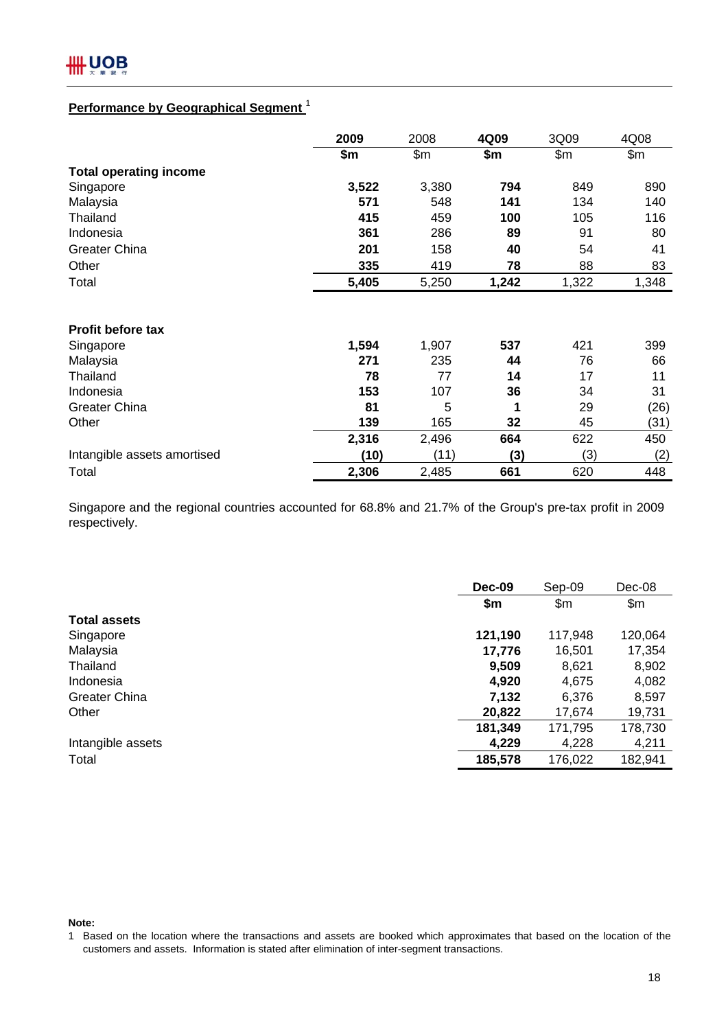## Performance by Geographical Segment [1]

| | 2009 | 2008 | 4Q09 | 3Q09 | 4Q08 |
|---|---|---|---|---|---|
| | $m | $m | $m | $m | $m |
| **Total operating income** | | | | | |
| Singapore | **3,522** | 3,380 | **794** | 849 | 890 |
| Malaysia | **571** | 548 | **141** | 134 | 140 |
| Thailand | **415** | 459 | **100** | 105 | 116 |
| Indonesia | **361** | 286 | **89** | 91 | 80 |
| Greater China | **201** | 158 | **40** | 54 | 41 |
| Other | **335** | 419 | **78** | 88 | 83 |
| Total | **5,405** | 5,250 | **1,242** | 1,322 | 1,348 |
| | | | | | |
| **Profit before tax** | | | | | |
| Singapore | **1,594** | 1,907 | **537** | 421 | 399 |
| Malaysia | **271** | 235 | **44** | 76 | 66 |
| Thailand | **78** | 77 | **14** | 17 | 11 |
| Indonesia | **153** | 107 | **36** | 34 | 31 |
| Greater China | **81** | 5 | **1** | 29 | (26) |
| Other | **139** | 165 | **32** | 45 | (31) |
| | **2,316** | 2,496 | **664** | 622 | 450 |
| Intangible assets amortised | **(10)** | (11) | **(3)** | (3) | (2) |
| Total | **2,306** | 2,485 | **661** | 620 | 448 |

Singapore and the regional countries accounted for 68.8% and 21.7% of the Group's pre-tax profit in 2009 respectively.

| | Dec-09 | Sep-09 | Dec-08 |
|---|---|---|---|
| | $m | $m | $m |
| **Total assets** | | | |
| Singapore | **121,190** | 117,948 | 120,064 |
| Malaysia | **17,776** | 16,501 | 17,354 |
| Thailand | **9,509** | 8,621 | 8,902 |
| Indonesia | **4,920** | 4,675 | 4,082 |
| Greater China | **7,132** | 6,376 | 8,597 |
| Other | **20,822** | 17,674 | 19,731 |
| | **181,349** | 171,795 | 178,730 |
| Intangible assets | **4,229** | 4,228 | 4,211 |
| Total | **185,578** | 176,022 | 182,941 |

**Note:**

1 Based on the location where the transactions and assets are booked which approximates that based on the location of the customers and assets. Information is stated after elimination of inter-segment transactions.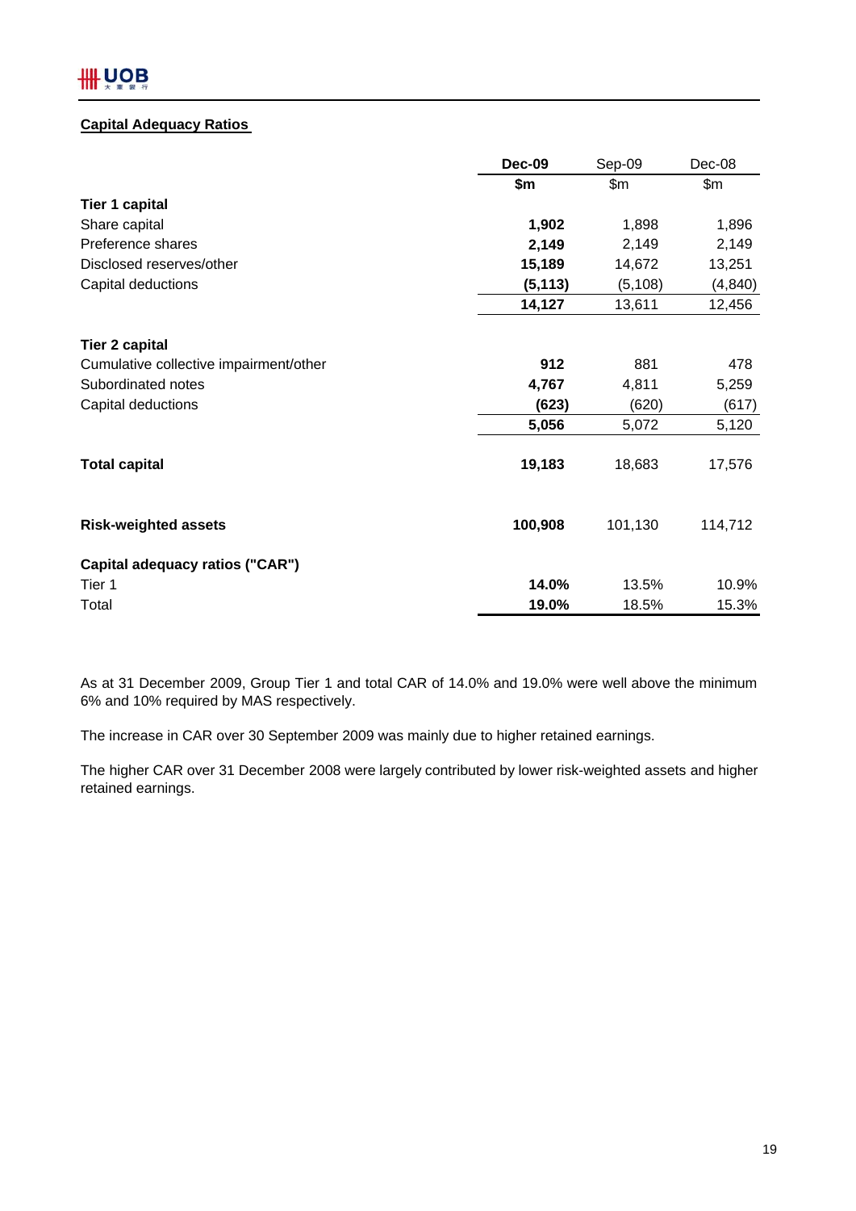## Capital Adequacy Ratios

| | **Dec-09** | Sep-09 | Dec-08 |
|---|---|---|---|
| | **$m** | $m | $m |
| **Tier 1 capital** | | | |
| Share capital | **1,902** | 1,898 | 1,896 |
| Preference shares | **2,149** | 2,149 | 2,149 |
| Disclosed reserves/other | **15,189** | 14,672 | 13,251 |
| Capital deductions | **(5,113)** | (5,108) | (4,840) |
| | **14,127** | 13,611 | 12,456 |
| **Tier 2 capital** | | | |
| Cumulative collective impairment/other | **912** | 881 | 478 |
| Subordinated notes | **4,767** | 4,811 | 5,259 |
| Capital deductions | **(623)** | (620) | (617) |
| | **5,056** | 5,072 | 5,120 |
| **Total capital** | **19,183** | 18,683 | 17,576 |
| **Risk-weighted assets** | **100,908** | 101,130 | 114,712 |
| **Capital adequacy ratios ("CAR")** | | | |
| Tier 1 | **14.0%** | 13.5% | 10.9% |
| Total | **19.0%** | 18.5% | 15.3% |

As at 31 December 2009, Group Tier 1 and total CAR of 14.0% and 19.0% were well above the minimum 6% and 10% required by MAS respectively.

The increase in CAR over 30 September 2009 was mainly due to higher retained earnings.

The higher CAR over 31 December 2008 were largely contributed by lower risk-weighted assets and higher retained earnings.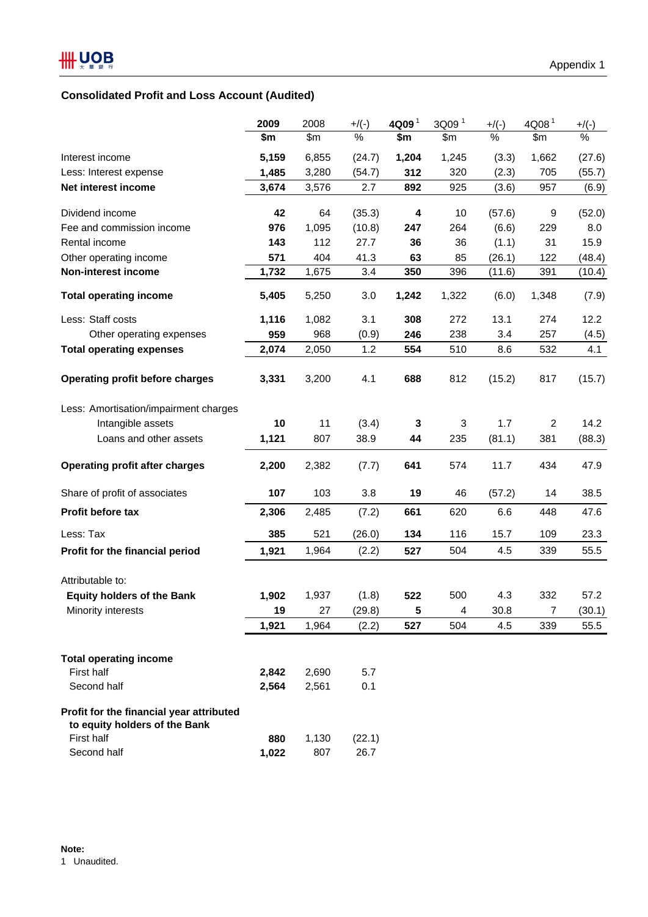Appendix 1

## Consolidated Profit and Loss Account (Audited)

| | 2009 | 2008 | +/(-) | 4Q09 [1] | 3Q09 [1] | +/(-) | 4Q08 [1] | +/(-) |
|---|---|---|---|---|---|---|---|---|
| | $m | $m | % | $m | $m | % | $m | % |
| Interest income | 5,159 | 6,855 | (24.7) | 1,204 | 1,245 | (3.3) | 1,662 | (27.6) |
| Less: Interest expense | 1,485 | 3,280 | (54.7) | 312 | 320 | (2.3) | 705 | (55.7) |
| **Net interest income** | **3,674** | 3,576 | 2.7 | **892** | 925 | (3.6) | 957 | (6.9) |
| | | | | | | | | |
| Dividend income | 42 | 64 | (35.3) | 4 | 10 | (57.6) | 9 | (52.0) |
| Fee and commission income | 976 | 1,095 | (10.8) | 247 | 264 | (6.6) | 229 | 8.0 |
| Rental income | 143 | 112 | 27.7 | 36 | 36 | (1.1) | 31 | 15.9 |
| Other operating income | 571 | 404 | 41.3 | 63 | 85 | (26.1) | 122 | (48.4) |
| **Non-interest income** | **1,732** | 1,675 | 3.4 | **350** | 396 | (11.6) | 391 | (10.4) |
| | | | | | | | | |
| **Total operating income** | **5,405** | 5,250 | 3.0 | **1,242** | 1,322 | (6.0) | 1,348 | (7.9) |
| | | | | | | | | |
| Less: Staff costs | 1,116 | 1,082 | 3.1 | 308 | 272 | 13.1 | 274 | 12.2 |
| Other operating expenses | 959 | 968 | (0.9) | 246 | 238 | 3.4 | 257 | (4.5) |
| **Total operating expenses** | **2,074** | 2,050 | 1.2 | **554** | 510 | 8.6 | 532 | 4.1 |
| | | | | | | | | |
| **Operating profit before charges** | **3,331** | 3,200 | 4.1 | **688** | 812 | (15.2) | 817 | (15.7) |
| | | | | | | | | |
| Less: Amortisation/impairment charges | | | | | | | | |
| Intangible assets | 10 | 11 | (3.4) | 3 | 3 | 1.7 | 2 | 14.2 |
| Loans and other assets | 1,121 | 807 | 38.9 | 44 | 235 | (81.1) | 381 | (88.3) |
| | | | | | | | | |
| **Operating profit after charges** | **2,200** | 2,382 | (7.7) | **641** | 574 | 11.7 | 434 | 47.9 |
| | | | | | | | | |
| Share of profit of associates | 107 | 103 | 3.8 | 19 | 46 | (57.2) | 14 | 38.5 |
| **Profit before tax** | **2,306** | 2,485 | (7.2) | **661** | 620 | 6.6 | 448 | 47.6 |
| | | | | | | | | |
| Less: Tax | 385 | 521 | (26.0) | 134 | 116 | 15.7 | 109 | 23.3 |
| **Profit for the financial period** | **1,921** | 1,964 | (2.2) | **527** | 504 | 4.5 | 339 | 55.5 |
| | | | | | | | | |
| Attributable to: | | | | | | | | |
| **Equity holders of the Bank** | **1,902** | 1,937 | (1.8) | **522** | 500 | 4.3 | 332 | 57.2 |
| Minority interests | 19 | 27 | (29.8) | 5 | 4 | 30.8 | 7 | (30.1) |
| | **1,921** | 1,964 | (2.2) | **527** | 504 | 4.5 | 339 | 55.5 |
| | | | | | | | | |
| **Total operating income** | | | | | | | | |
| First half | **2,842** | 2,690 | 5.7 | | | | | |
| Second half | **2,564** | 2,561 | 0.1 | | | | | |
| | | | | | | | | |
| **Profit for the financial year attributed to equity holders of the Bank** | | | | | | | | |
| First half | **880** | 1,130 | (22.1) | | | | | |
| Second half | **1,022** | 807 | 26.7 | | | | | |

**Note:**
1 Unaudited.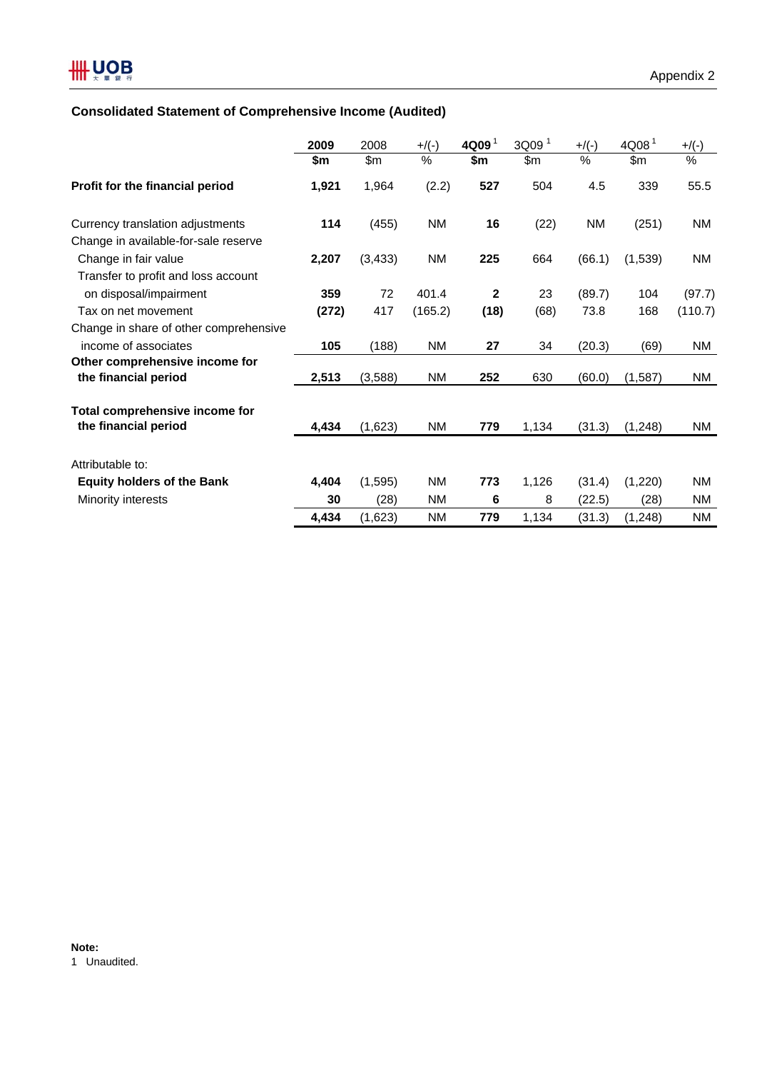Appendix 2

## Consolidated Statement of Comprehensive Income (Audited)

| | 2009 | 2008 | +/(-) | 4Q09 [1] | 3Q09 [1] | +/(-) | 4Q08 [1] | +/(-) |
|---|---|---|---|---|---|---|---|---|
| | $m | $m | % | $m | $m | % | $m | % |
| **Profit for the financial period** | **1,921** | 1,964 | (2.2) | **527** | 504 | 4.5 | 339 | 55.5 |
| Currency translation adjustments | **114** | (455) | NM | **16** | (22) | NM | (251) | NM |
| Change in available-for-sale reserve | | | | | | | | |
| Change in fair value | **2,207** | (3,433) | NM | **225** | 664 | (66.1) | (1,539) | NM |
| Transfer to profit and loss account on disposal/impairment | **359** | 72 | 401.4 | **2** | 23 | (89.7) | 104 | (97.7) |
| Tax on net movement | **(272)** | 417 | (165.2) | **(18)** | (68) | 73.8 | 168 | (110.7) |
| Change in share of other comprehensive income of associates | **105** | (188) | NM | **27** | 34 | (20.3) | (69) | NM |
| **Other comprehensive income for the financial period** | **2,513** | (3,588) | NM | **252** | 630 | (60.0) | (1,587) | NM |
| **Total comprehensive income for the financial period** | **4,434** | (1,623) | NM | **779** | 1,134 | (31.3) | (1,248) | NM |
| Attributable to: | | | | | | | | |
| **Equity holders of the Bank** | **4,404** | (1,595) | NM | **773** | 1,126 | (31.4) | (1,220) | NM |
| Minority interests | **30** | (28) | NM | **6** | 8 | (22.5) | (28) | NM |
| | **4,434** | (1,623) | NM | **779** | 1,134 | (31.3) | (1,248) | NM |

**Note:**
1 Unaudited.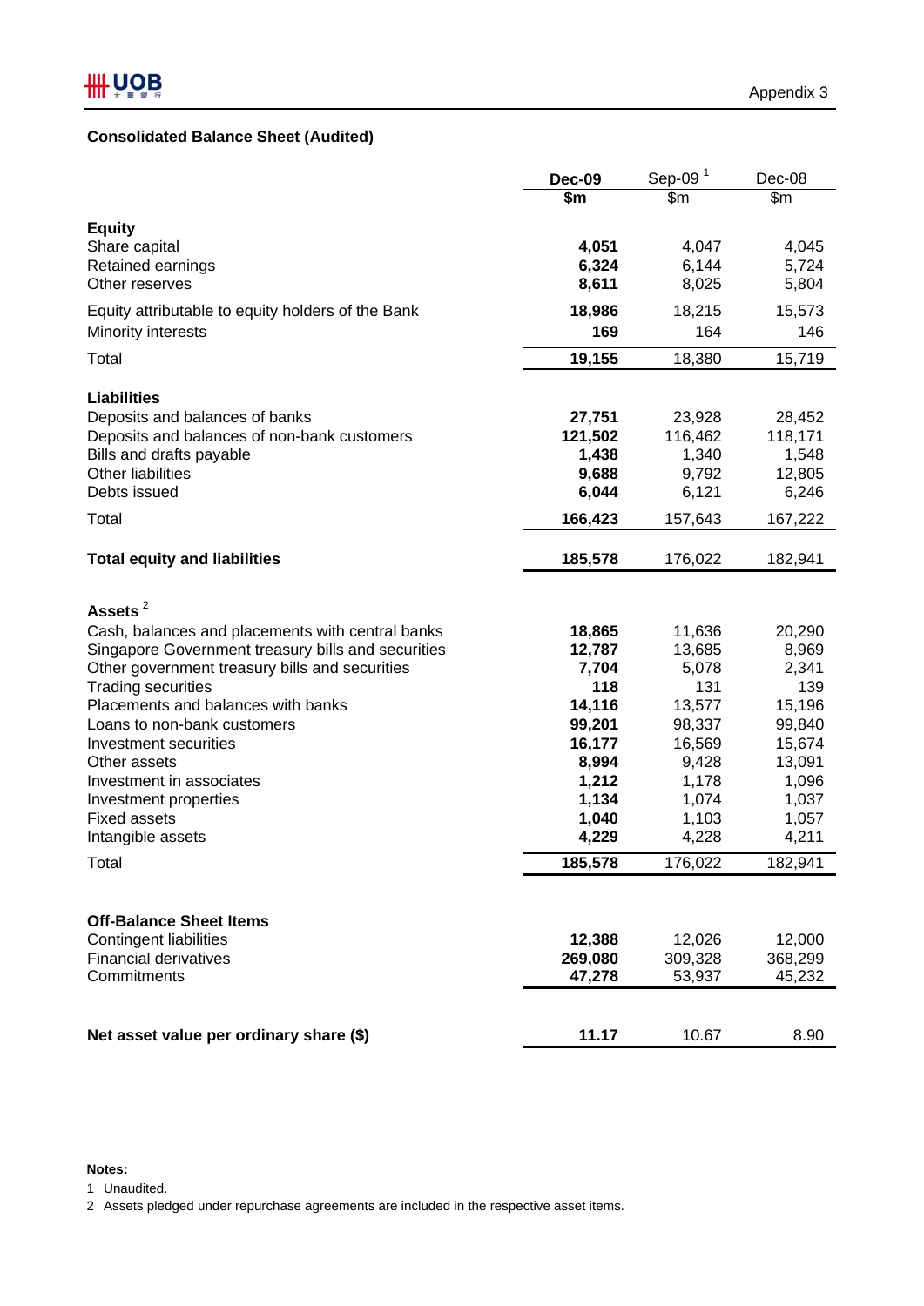Appendix 3

## Consolidated Balance Sheet (Audited)

| | Dec-09 | Sep-09 [1] | Dec-08 |
|---|---|---|---|
| | $m | $m | $m |
| **Equity** | | | |
| Share capital | **4,051** | 4,047 | 4,045 |
| Retained earnings | **6,324** | 6,144 | 5,724 |
| Other reserves | **8,611** | 8,025 | 5,804 |
| Equity attributable to equity holders of the Bank | **18,986** | 18,215 | 15,573 |
| Minority interests | **169** | 164 | 146 |
| Total | **19,155** | 18,380 | 15,719 |
| **Liabilities** | | | |
| Deposits and balances of banks | **27,751** | 23,928 | 28,452 |
| Deposits and balances of non-bank customers | **121,502** | 116,462 | 118,171 |
| Bills and drafts payable | **1,438** | 1,340 | 1,548 |
| Other liabilities | **9,688** | 9,792 | 12,805 |
| Debts issued | **6,044** | 6,121 | 6,246 |
| Total | **166,423** | 157,643 | 167,222 |
| **Total equity and liabilities** | **185,578** | 176,022 | 182,941 |
| **Assets** [2] | | | |
| Cash, balances and placements with central banks | **18,865** | 11,636 | 20,290 |
| Singapore Government treasury bills and securities | **12,787** | 13,685 | 8,969 |
| Other government treasury bills and securities | **7,704** | 5,078 | 2,341 |
| Trading securities | **118** | 131 | 139 |
| Placements and balances with banks | **14,116** | 13,577 | 15,196 |
| Loans to non-bank customers | **99,201** | 98,337 | 99,840 |
| Investment securities | **16,177** | 16,569 | 15,674 |
| Other assets | **8,994** | 9,428 | 13,091 |
| Investment in associates | **1,212** | 1,178 | 1,096 |
| Investment properties | **1,134** | 1,074 | 1,037 |
| Fixed assets | **1,040** | 1,103 | 1,057 |
| Intangible assets | **4,229** | 4,228 | 4,211 |
| Total | **185,578** | 176,022 | 182,941 |
| **Off-Balance Sheet Items** | | | |
| Contingent liabilities | **12,388** | 12,026 | 12,000 |
| Financial derivatives | **269,080** | 309,328 | 368,299 |
| Commitments | **47,278** | 53,937 | 45,232 |
| **Net asset value per ordinary share ($)** | **11.17** | 10.67 | 8.90 |

**Notes:**

1 Unaudited.

2 Assets pledged under repurchase agreements are included in the respective asset items.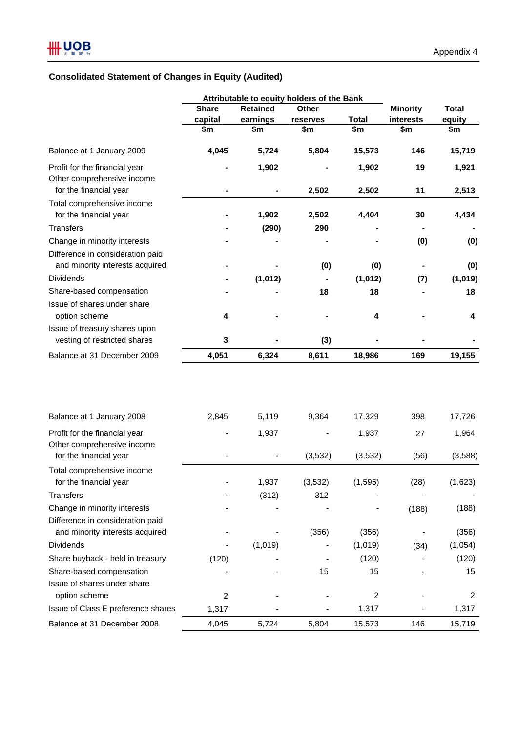Appendix 4

## Consolidated Statement of Changes in Equity (Audited)

| | Attributable to equity holders of the Bank | | | | | |
|---|---|---|---|---|---|---|
| | Share capital | Retained earnings | Other reserves | Total | Minority interests | Total equity |
| | $m | $m | $m | $m | $m | $m |
| **Balance at 1 January 2009** | **4,045** | **5,724** | **5,804** | **15,573** | **146** | **15,719** |
| Profit for the financial year | **-** | **1,902** | **-** | **1,902** | **19** | **1,921** |
| Other comprehensive income for the financial year | **-** | **-** | **2,502** | **2,502** | **11** | **2,513** |
| Total comprehensive income for the financial year | **-** | **1,902** | **2,502** | **4,404** | **30** | **4,434** |
| Transfers | **-** | **(290)** | **290** | **-** | **-** | **-** |
| Change in minority interests | **-** | **-** | **-** | **-** | **(0)** | **(0)** |
| Difference in consideration paid and minority interests acquired | **-** | **-** | **(0)** | **(0)** | **-** | **(0)** |
| Dividends | **-** | **(1,012)** | **-** | **(1,012)** | **(7)** | **(1,019)** |
| Share-based compensation | **-** | **-** | **18** | **18** | **-** | **18** |
| Issue of shares under share option scheme | **4** | **-** | **-** | **4** | **-** | **4** |
| Issue of treasury shares upon vesting of restricted shares | **3** | **-** | **(3)** | **-** | **-** | **-** |
| **Balance at 31 December 2009** | **4,051** | **6,324** | **8,611** | **18,986** | **169** | **19,155** |
| | | | | | | |
| Balance at 1 January 2008 | 2,845 | 5,119 | 9,364 | 17,329 | 398 | 17,726 |
| Profit for the financial year | - | 1,937 | - | 1,937 | 27 | 1,964 |
| Other comprehensive income for the financial year | - | - | (3,532) | (3,532) | (56) | (3,588) |
| Total comprehensive income for the financial year | - | 1,937 | (3,532) | (1,595) | (28) | (1,623) |
| Transfers | - | (312) | 312 | - | - | - |
| Change in minority interests | - | - | - | - | (188) | (188) |
| Difference in consideration paid and minority interests acquired | - | - | (356) | (356) | - | (356) |
| Dividends | - | (1,019) | - | (1,019) | (34) | (1,054) |
| Share buyback - held in treasury | (120) | - | - | (120) | - | (120) |
| Share-based compensation | - | - | 15 | 15 | - | 15 |
| Issue of shares under share option scheme | 2 | - | - | 2 | - | 2 |
| Issue of Class E preference shares | 1,317 | - | - | 1,317 | - | 1,317 |
| Balance at 31 December 2008 | 4,045 | 5,724 | 5,804 | 15,573 | 146 | 15,719 |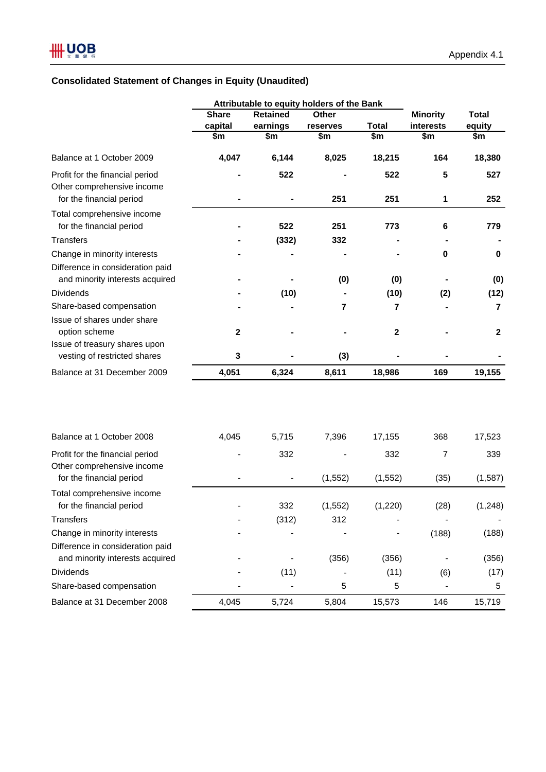## Consolidated Statement of Changes in Equity (Unaudited)

| | Attributable to equity holders of the Bank | | | | | |
|---|---|---|---|---|---|---|
| | Share capital | Retained earnings | Other reserves | Total | Minority interests | Total equity |
| | $m | $m | $m | $m | $m | $m |
| **Balance at 1 October 2009** | **4,047** | **6,144** | **8,025** | **18,215** | **164** | **18,380** |
| Profit for the financial period | **-** | **522** | **-** | **522** | **5** | **527** |
| Other comprehensive income for the financial period | **-** | **-** | **251** | **251** | **1** | **252** |
| Total comprehensive income for the financial period | **-** | **522** | **251** | **773** | **6** | **779** |
| Transfers | **-** | **(332)** | **332** | **-** | **-** | **-** |
| Change in minority interests | **-** | **-** | **-** | **-** | **0** | **0** |
| Difference in consideration paid and minority interests acquired | **-** | **-** | **(0)** | **(0)** | **-** | **(0)** |
| Dividends | **-** | **(10)** | **-** | **(10)** | **(2)** | **(12)** |
| Share-based compensation | **-** | **-** | **7** | **7** | **-** | **7** |
| Issue of shares under share option scheme | **2** | **-** | **-** | **2** | **-** | **2** |
| Issue of treasury shares upon vesting of restricted shares | **3** | **-** | **(3)** | **-** | **-** | **-** |
| **Balance at 31 December 2009** | **4,051** | **6,324** | **8,611** | **18,986** | **169** | **19,155** |
| | | | | | | |
| Balance at 1 October 2008 | 4,045 | 5,715 | 7,396 | 17,155 | 368 | 17,523 |
| Profit for the financial period | - | 332 | - | 332 | 7 | 339 |
| Other comprehensive income for the financial period | - | - | (1,552) | (1,552) | (35) | (1,587) |
| Total comprehensive income for the financial period | - | 332 | (1,552) | (1,220) | (28) | (1,248) |
| Transfers | - | (312) | 312 | - | - | - |
| Change in minority interests | - | - | - | - | (188) | (188) |
| Difference in consideration paid and minority interests acquired | - | - | (356) | (356) | - | (356) |
| Dividends | - | (11) | - | (11) | (6) | (17) |
| Share-based compensation | - | - | 5 | 5 | - | 5 |
| Balance at 31 December 2008 | 4,045 | 5,724 | 5,804 | 15,573 | 146 | 15,719 |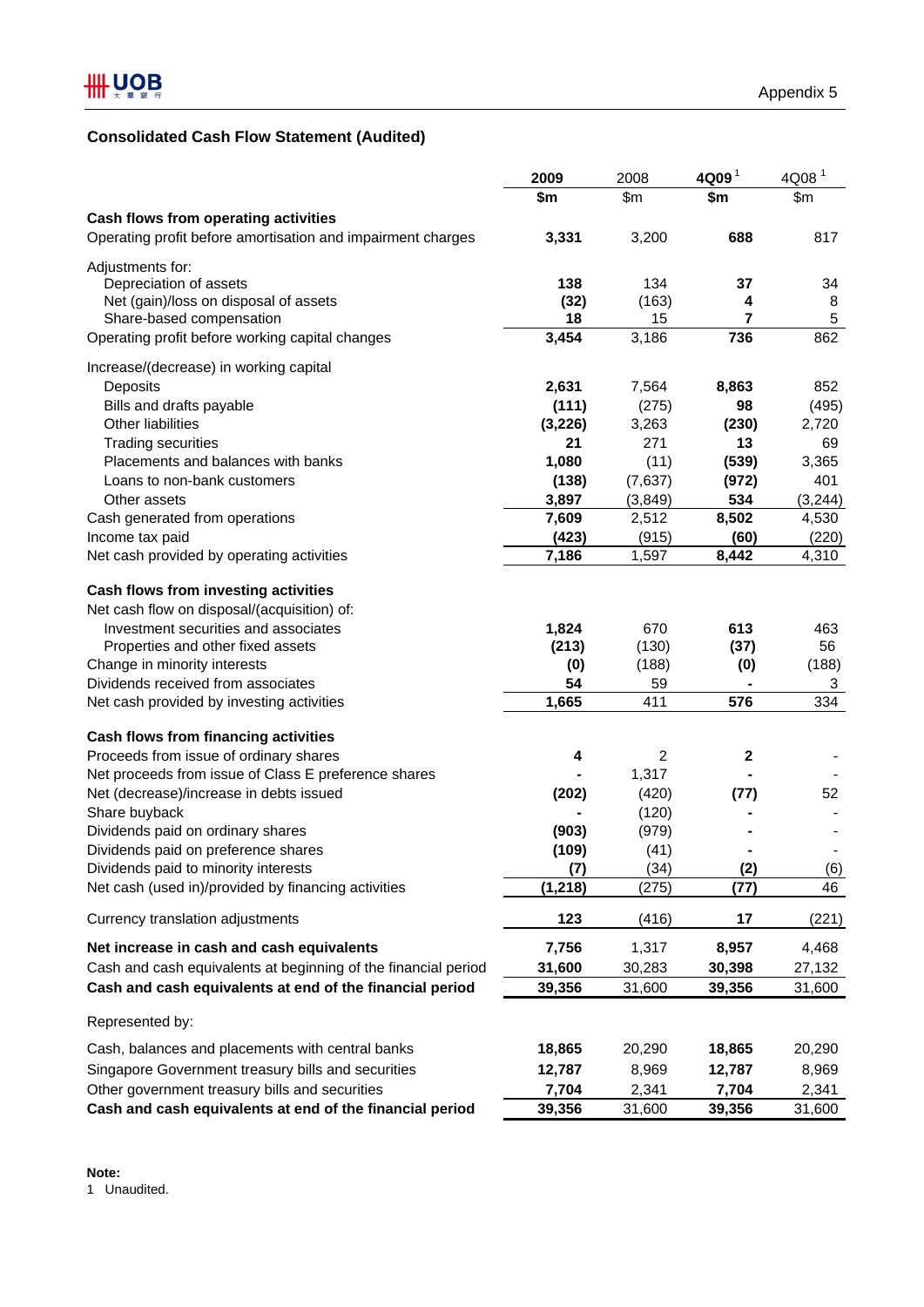Appendix 5

## Consolidated Cash Flow Statement (Audited)

| | 2009 | 2008 | 4Q09 [1] | 4Q08 [1] |
|---|---|---|---|---|
| | $m | $m | $m | $m |
| **Cash flows from operating activities** | | | | |
| Operating profit before amortisation and impairment charges | **3,331** | 3,200 | **688** | 817 |
| Adjustments for: | | | | |
| Depreciation of assets | **138** | 134 | **37** | 34 |
| Net (gain)/loss on disposal of assets | **(32)** | (163) | **4** | 8 |
| Share-based compensation | **18** | 15 | **7** | 5 |
| Operating profit before working capital changes | **3,454** | 3,186 | **736** | 862 |
| Increase/(decrease) in working capital | | | | |
| Deposits | **2,631** | 7,564 | **8,863** | 852 |
| Bills and drafts payable | **(111)** | (275) | **98** | (495) |
| Other liabilities | **(3,226)** | 3,263 | **(230)** | 2,720 |
| Trading securities | **21** | 271 | **13** | 69 |
| Placements and balances with banks | **1,080** | (11) | **(539)** | 3,365 |
| Loans to non-bank customers | **(138)** | (7,637) | **(972)** | 401 |
| Other assets | **3,897** | (3,849) | **534** | (3,244) |
| Cash generated from operations | **7,609** | 2,512 | **8,502** | 4,530 |
| Income tax paid | **(423)** | (915) | **(60)** | (220) |
| Net cash provided by operating activities | **7,186** | 1,597 | **8,442** | 4,310 |
| **Cash flows from investing activities** | | | | |
| Net cash flow on disposal/(acquisition) of: | | | | |
| Investment securities and associates | **1,824** | 670 | **613** | 463 |
| Properties and other fixed assets | **(213)** | (130) | **(37)** | 56 |
| Change in minority interests | **(0)** | (188) | **(0)** | (188) |
| Dividends received from associates | **54** | 59 | **-** | 3 |
| Net cash provided by investing activities | **1,665** | 411 | **576** | 334 |
| **Cash flows from financing activities** | | | | |
| Proceeds from issue of ordinary shares | **4** | 2 | **2** | - |
| Net proceeds from issue of Class E preference shares | **-** | 1,317 | **-** | - |
| Net (decrease)/increase in debts issued | **(202)** | (420) | **(77)** | 52 |
| Share buyback | **-** | (120) | **-** | - |
| Dividends paid on ordinary shares | **(903)** | (979) | **-** | - |
| Dividends paid on preference shares | **(109)** | (41) | **-** | - |
| Dividends paid to minority interests | **(7)** | (34) | **(2)** | (6) |
| Net cash (used in)/provided by financing activities | **(1,218)** | (275) | **(77)** | 46 |
| Currency translation adjustments | **123** | (416) | **17** | (221) |
| **Net increase in cash and cash equivalents** | **7,756** | 1,317 | **8,957** | 4,468 |
| Cash and cash equivalents at beginning of the financial period | **31,600** | 30,283 | **30,398** | 27,132 |
| **Cash and cash equivalents at end of the financial period** | **39,356** | 31,600 | **39,356** | 31,600 |
| Represented by: | | | | |
| Cash, balances and placements with central banks | **18,865** | 20,290 | **18,865** | 20,290 |
| Singapore Government treasury bills and securities | **12,787** | 8,969 | **12,787** | 8,969 |
| Other government treasury bills and securities | **7,704** | 2,341 | **7,704** | 2,341 |
| **Cash and cash equivalents at end of the financial period** | **39,356** | 31,600 | **39,356** | 31,600 |

**Note:**
1 Unaudited.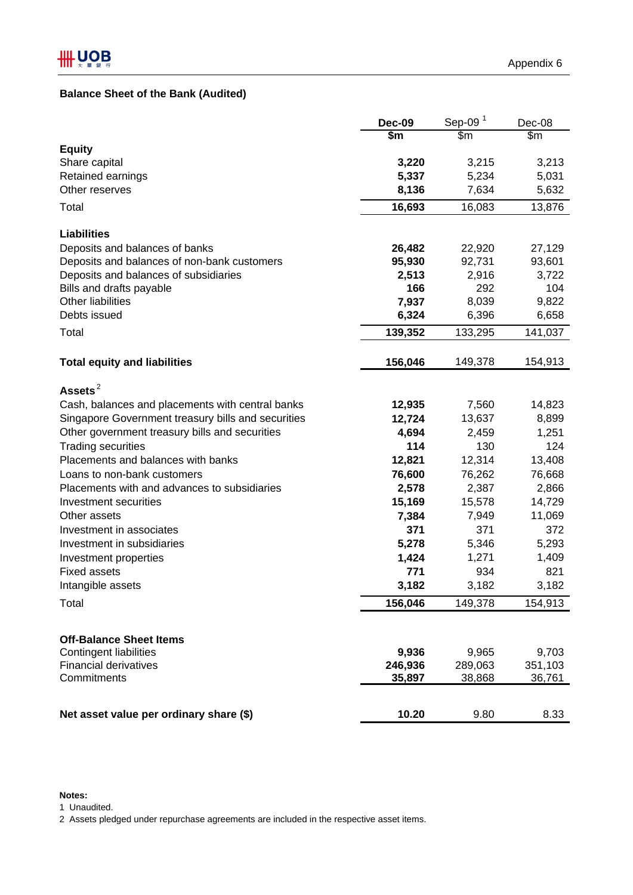Appendix 6

## Balance Sheet of the Bank (Audited)

| | Dec-09 | Sep-09 [1] | Dec-08 |
|---|---|---|---|
| | $m | $m | $m |
| **Equity** | | | |
| Share capital | **3,220** | 3,215 | 3,213 |
| Retained earnings | **5,337** | 5,234 | 5,031 |
| Other reserves | **8,136** | 7,634 | 5,632 |
| Total | **16,693** | 16,083 | 13,876 |
| **Liabilities** | | | |
| Deposits and balances of banks | **26,482** | 22,920 | 27,129 |
| Deposits and balances of non-bank customers | **95,930** | 92,731 | 93,601 |
| Deposits and balances of subsidiaries | **2,513** | 2,916 | 3,722 |
| Bills and drafts payable | **166** | 292 | 104 |
| Other liabilities | **7,937** | 8,039 | 9,822 |
| Debts issued | **6,324** | 6,396 | 6,658 |
| Total | **139,352** | 133,295 | 141,037 |
| **Total equity and liabilities** | **156,046** | 149,378 | 154,913 |
| **Assets** [2] | | | |
| Cash, balances and placements with central banks | **12,935** | 7,560 | 14,823 |
| Singapore Government treasury bills and securities | **12,724** | 13,637 | 8,899 |
| Other government treasury bills and securities | **4,694** | 2,459 | 1,251 |
| Trading securities | **114** | 130 | 124 |
| Placements and balances with banks | **12,821** | 12,314 | 13,408 |
| Loans to non-bank customers | **76,600** | 76,262 | 76,668 |
| Placements with and advances to subsidiaries | **2,578** | 2,387 | 2,866 |
| Investment securities | **15,169** | 15,578 | 14,729 |
| Other assets | **7,384** | 7,949 | 11,069 |
| Investment in associates | **371** | 371 | 372 |
| Investment in subsidiaries | **5,278** | 5,346 | 5,293 |
| Investment properties | **1,424** | 1,271 | 1,409 |
| Fixed assets | **771** | 934 | 821 |
| Intangible assets | **3,182** | 3,182 | 3,182 |
| Total | **156,046** | 149,378 | 154,913 |
| **Off-Balance Sheet Items** | | | |
| Contingent liabilities | **9,936** | 9,965 | 9,703 |
| Financial derivatives | **246,936** | 289,063 | 351,103 |
| Commitments | **35,897** | 38,868 | 36,761 |
| **Net asset value per ordinary share ($)** | **10.20** | 9.80 | 8.33 |

**Notes:**

1 Unaudited.

2 Assets pledged under repurchase agreements are included in the respective asset items.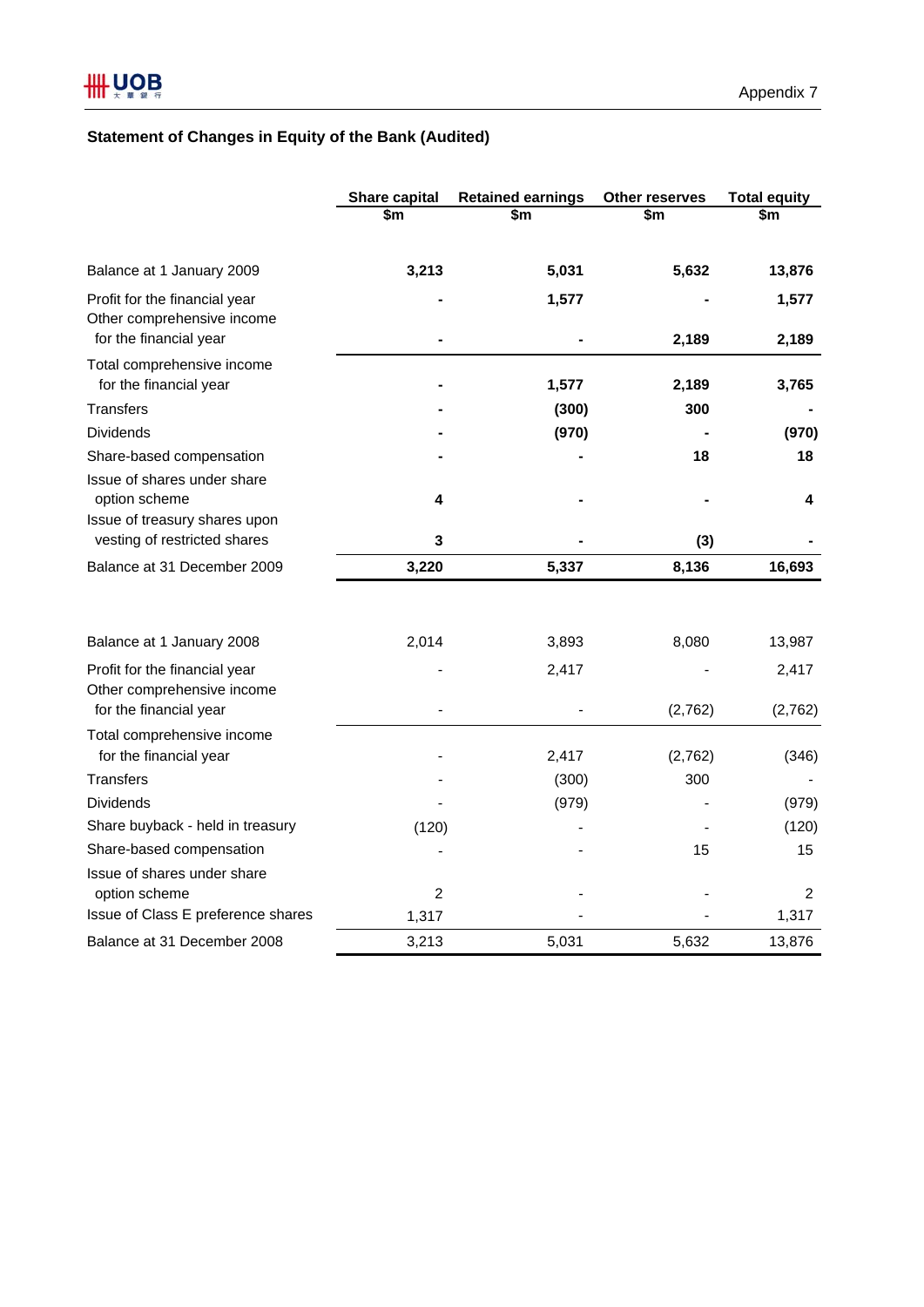## Statement of Changes in Equity of the Bank (Audited)

| | Share capital | Retained earnings | Other reserves | Total equity |
|---|---|---|---|---|
| | $m | $m | $m | $m |
| **Balance at 1 January 2009** | **3,213** | **5,031** | **5,632** | **13,876** |
| Profit for the financial year | **-** | **1,577** | **-** | **1,577** |
| Other comprehensive income for the financial year | **-** | **-** | **2,189** | **2,189** |
| Total comprehensive income for the financial year | **-** | **1,577** | **2,189** | **3,765** |
| Transfers | **-** | **(300)** | **300** | **-** |
| Dividends | **-** | **(970)** | **-** | **(970)** |
| Share-based compensation | **-** | **-** | **18** | **18** |
| Issue of shares under share option scheme | **4** | **-** | **-** | **4** |
| Issue of treasury shares upon vesting of restricted shares | **3** | **-** | **(3)** | **-** |
| **Balance at 31 December 2009** | **3,220** | **5,337** | **8,136** | **16,693** |
| | | | | |
| Balance at 1 January 2008 | 2,014 | 3,893 | 8,080 | 13,987 |
| Profit for the financial year | - | 2,417 | - | 2,417 |
| Other comprehensive income for the financial year | - | - | (2,762) | (2,762) |
| Total comprehensive income for the financial year | - | 2,417 | (2,762) | (346) |
| Transfers | - | (300) | 300 | - |
| Dividends | - | (979) | - | (979) |
| Share buyback - held in treasury | (120) | - | - | (120) |
| Share-based compensation | - | - | 15 | 15 |
| Issue of shares under share option scheme | 2 | - | - | 2 |
| Issue of Class E preference shares | 1,317 | - | - | 1,317 |
| Balance at 31 December 2008 | 3,213 | 5,031 | 5,632 | 13,876 |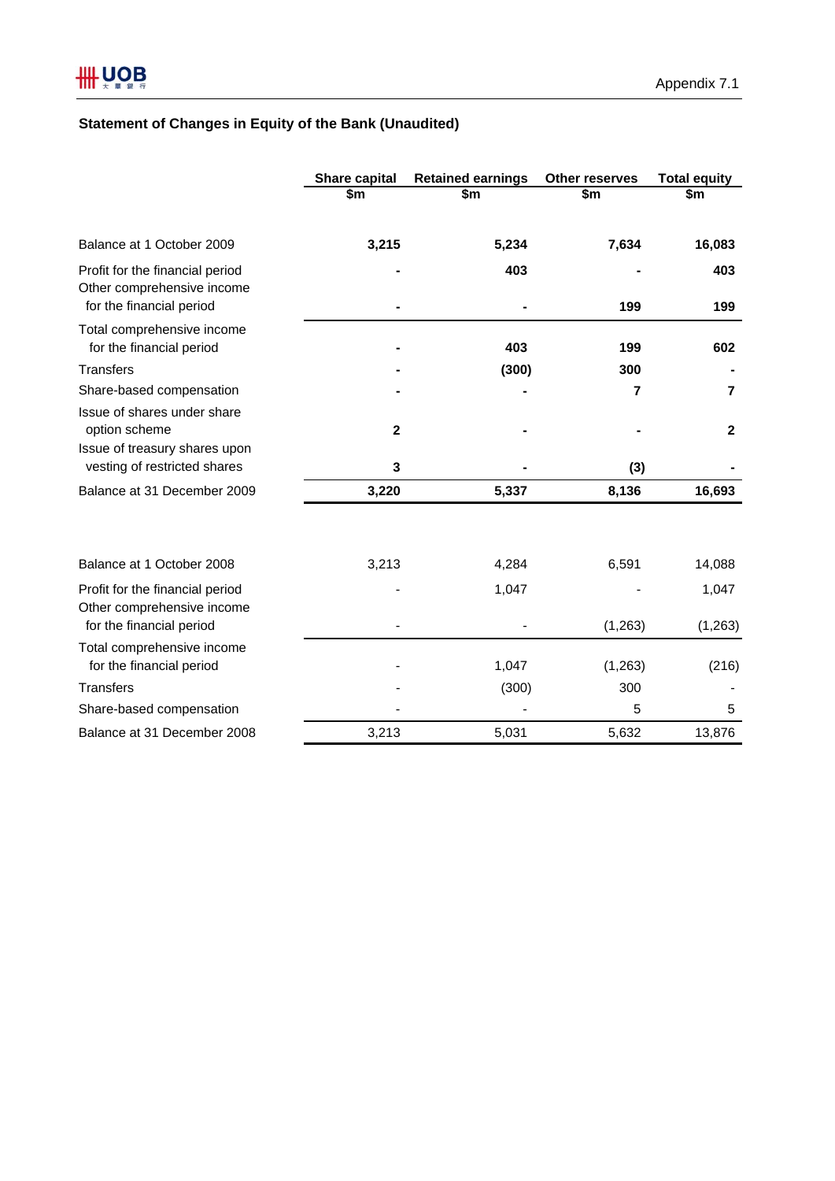Appendix 7.1

## Statement of Changes in Equity of the Bank (Unaudited)

| | Share capital | Retained earnings | Other reserves | Total equity |
|---|---|---|---|---|
| | $m | $m | $m | $m |
| **Balance at 1 October 2009** | **3,215** | **5,234** | **7,634** | **16,083** |
| Profit for the financial period | **-** | **403** | **-** | **403** |
| Other comprehensive income for the financial period | **-** | **-** | **199** | **199** |
| Total comprehensive income for the financial period | **-** | **403** | **199** | **602** |
| Transfers | **-** | **(300)** | **300** | **-** |
| Share-based compensation | **-** | **-** | **7** | **7** |
| Issue of shares under share option scheme | **2** | **-** | **-** | **2** |
| Issue of treasury shares upon vesting of restricted shares | **3** | **-** | **(3)** | **-** |
| **Balance at 31 December 2009** | **3,220** | **5,337** | **8,136** | **16,693** |
| | | | | |
| Balance at 1 October 2008 | 3,213 | 4,284 | 6,591 | 14,088 |
| Profit for the financial period | - | 1,047 | - | 1,047 |
| Other comprehensive income for the financial period | - | - | (1,263) | (1,263) |
| Total comprehensive income for the financial period | - | 1,047 | (1,263) | (216) |
| Transfers | - | (300) | 300 | - |
| Share-based compensation | - | - | 5 | 5 |
| Balance at 31 December 2008 | 3,213 | 5,031 | 5,632 | 13,876 |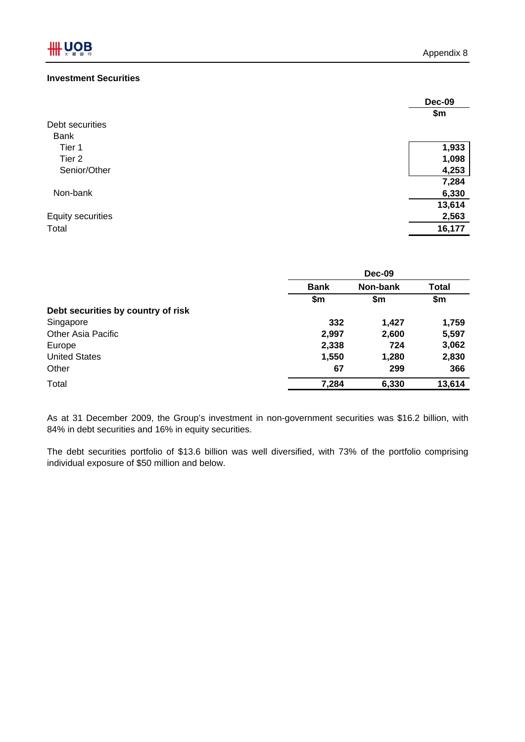Appendix 8

**Investment Securities**

| | Dec-09 |
|---|---|
| | $m |
| Debt securities | |
| Bank | |
| Tier 1 | 1,933 |
| Tier 2 | 1,098 |
| Senior/Other | 4,253 |
| | 7,284 |
| Non-bank | 6,330 |
| | 13,614 |
| Equity securities | 2,563 |
| Total | 16,177 |

| | Dec-09 | | |
|---|---|---|---|
| | Bank | Non-bank | Total |
| | $m | $m | $m |
| **Debt securities by country of risk** | | | |
| Singapore | 332 | 1,427 | 1,759 |
| Other Asia Pacific | 2,997 | 2,600 | 5,597 |
| Europe | 2,338 | 724 | 3,062 |
| United States | 1,550 | 1,280 | 2,830 |
| Other | 67 | 299 | 366 |
| Total | 7,284 | 6,330 | 13,614 |

As at 31 December 2009, the Group's investment in non-government securities was $16.2 billion, with 84% in debt securities and 16% in equity securities.

The debt securities portfolio of $13.6 billion was well diversified, with 73% of the portfolio comprising individual exposure of $50 million and below.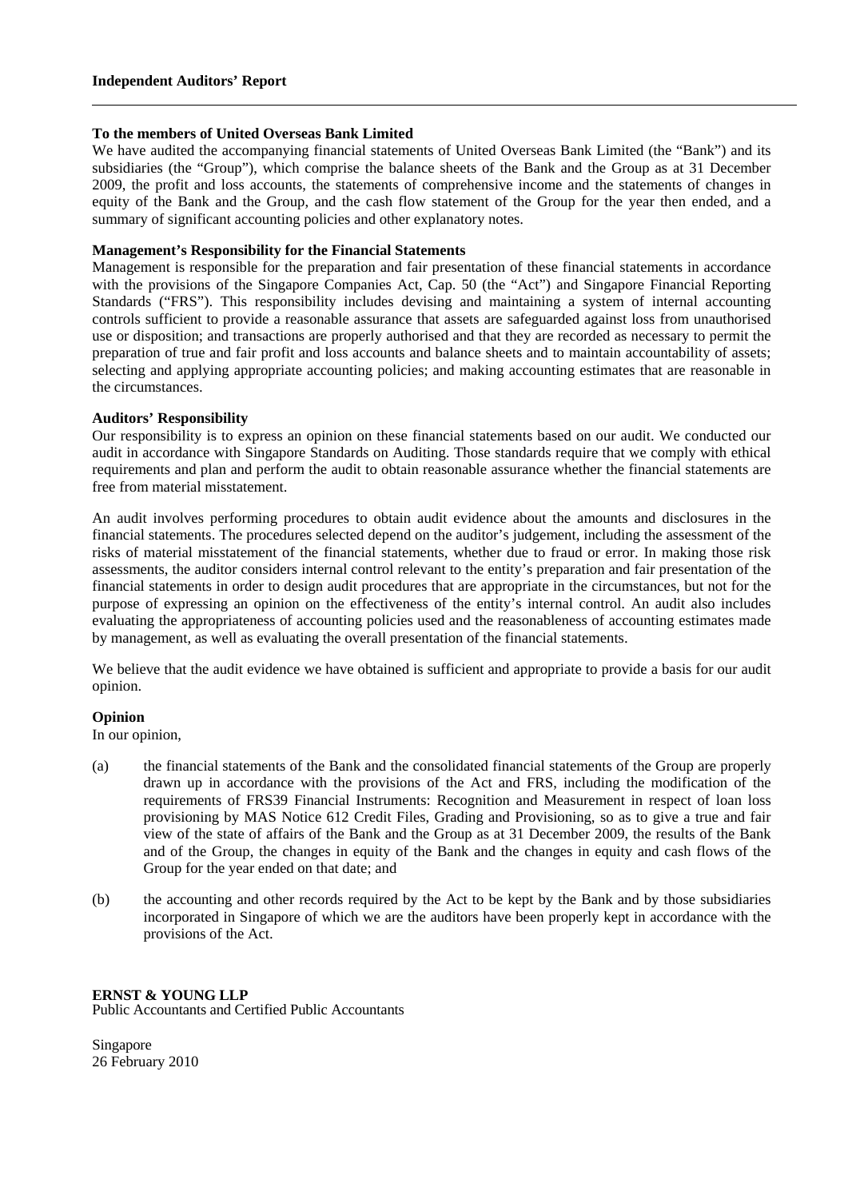# Independent Auditors' Report

**To the members of United Overseas Bank Limited**

We have audited the accompanying financial statements of United Overseas Bank Limited (the "Bank") and its subsidiaries (the "Group"), which comprise the balance sheets of the Bank and the Group as at 31 December 2009, the profit and loss accounts, the statements of comprehensive income and the statements of changes in equity of the Bank and the Group, and the cash flow statement of the Group for the year then ended, and a summary of significant accounting policies and other explanatory notes.

**Management's Responsibility for the Financial Statements**

Management is responsible for the preparation and fair presentation of these financial statements in accordance with the provisions of the Singapore Companies Act, Cap. 50 (the "Act") and Singapore Financial Reporting Standards ("FRS"). This responsibility includes devising and maintaining a system of internal accounting controls sufficient to provide a reasonable assurance that assets are safeguarded against loss from unauthorised use or disposition; and transactions are properly authorised and that they are recorded as necessary to permit the preparation of true and fair profit and loss accounts and balance sheets and to maintain accountability of assets; selecting and applying appropriate accounting policies; and making accounting estimates that are reasonable in the circumstances.

**Auditors' Responsibility**

Our responsibility is to express an opinion on these financial statements based on our audit. We conducted our audit in accordance with Singapore Standards on Auditing. Those standards require that we comply with ethical requirements and plan and perform the audit to obtain reasonable assurance whether the financial statements are free from material misstatement.

An audit involves performing procedures to obtain audit evidence about the amounts and disclosures in the financial statements. The procedures selected depend on the auditor's judgement, including the assessment of the risks of material misstatement of the financial statements, whether due to fraud or error. In making those risk assessments, the auditor considers internal control relevant to the entity's preparation and fair presentation of the financial statements in order to design audit procedures that are appropriate in the circumstances, but not for the purpose of expressing an opinion on the effectiveness of the entity's internal control. An audit also includes evaluating the appropriateness of accounting policies used and the reasonableness of accounting estimates made by management, as well as evaluating the overall presentation of the financial statements.

We believe that the audit evidence we have obtained is sufficient and appropriate to provide a basis for our audit opinion.

**Opinion**

In our opinion,

(a) the financial statements of the Bank and the consolidated financial statements of the Group are properly drawn up in accordance with the provisions of the Act and FRS, including the modification of the requirements of FRS39 Financial Instruments: Recognition and Measurement in respect of loan loss provisioning by MAS Notice 612 Credit Files, Grading and Provisioning, so as to give a true and fair view of the state of affairs of the Bank and the Group as at 31 December 2009, the results of the Bank and of the Group, the changes in equity of the Bank and the changes in equity and cash flows of the Group for the year ended on that date; and

(b) the accounting and other records required by the Act to be kept by the Bank and by those subsidiaries incorporated in Singapore of which we are the auditors have been properly kept in accordance with the provisions of the Act.

**ERNST & YOUNG LLP**
Public Accountants and Certified Public Accountants

Singapore
26 February 2010